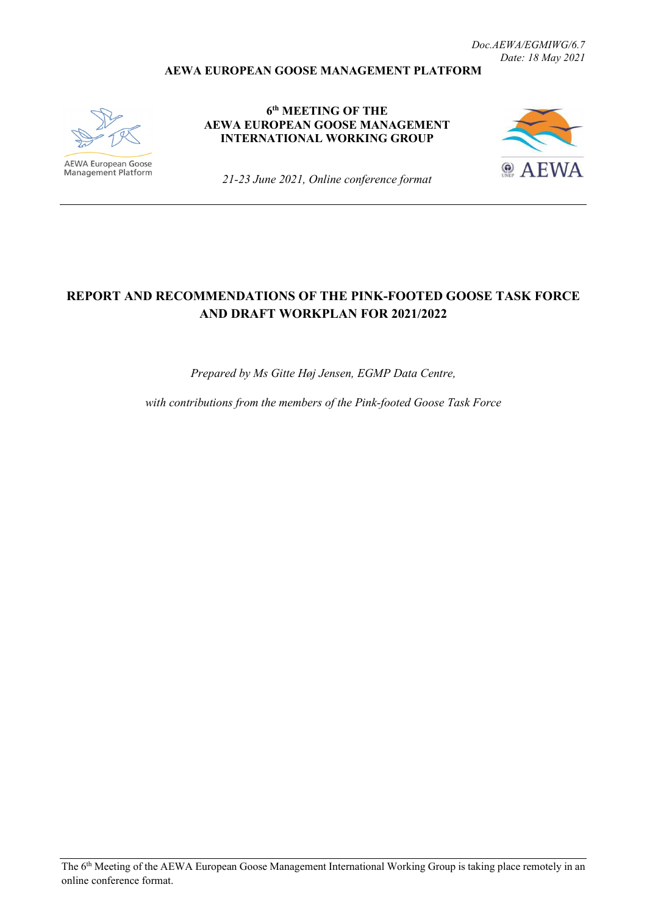*Doc.AEWA/EGMIWG/6.7*
*Date: 18 May 2021*

**AEWA EUROPEAN GOOSE MANAGEMENT PLATFORM**

AEWA European Goose Management Platform

**6th MEETING OF THE AEWA EUROPEAN GOOSE MANAGEMENT INTERNATIONAL WORKING GROUP**

*21-23 June 2021, Online conference format*

AEWA

# REPORT AND RECOMMENDATIONS OF THE PINK-FOOTED GOOSE TASK FORCE AND DRAFT WORKPLAN FOR 2021/2022

*Prepared by Ms Gitte Høj Jensen, EGMP Data Centre,*

*with contributions from the members of the Pink-footed Goose Task Force*

The 6th Meeting of the AEWA European Goose Management International Working Group is taking place remotely in an online conference format.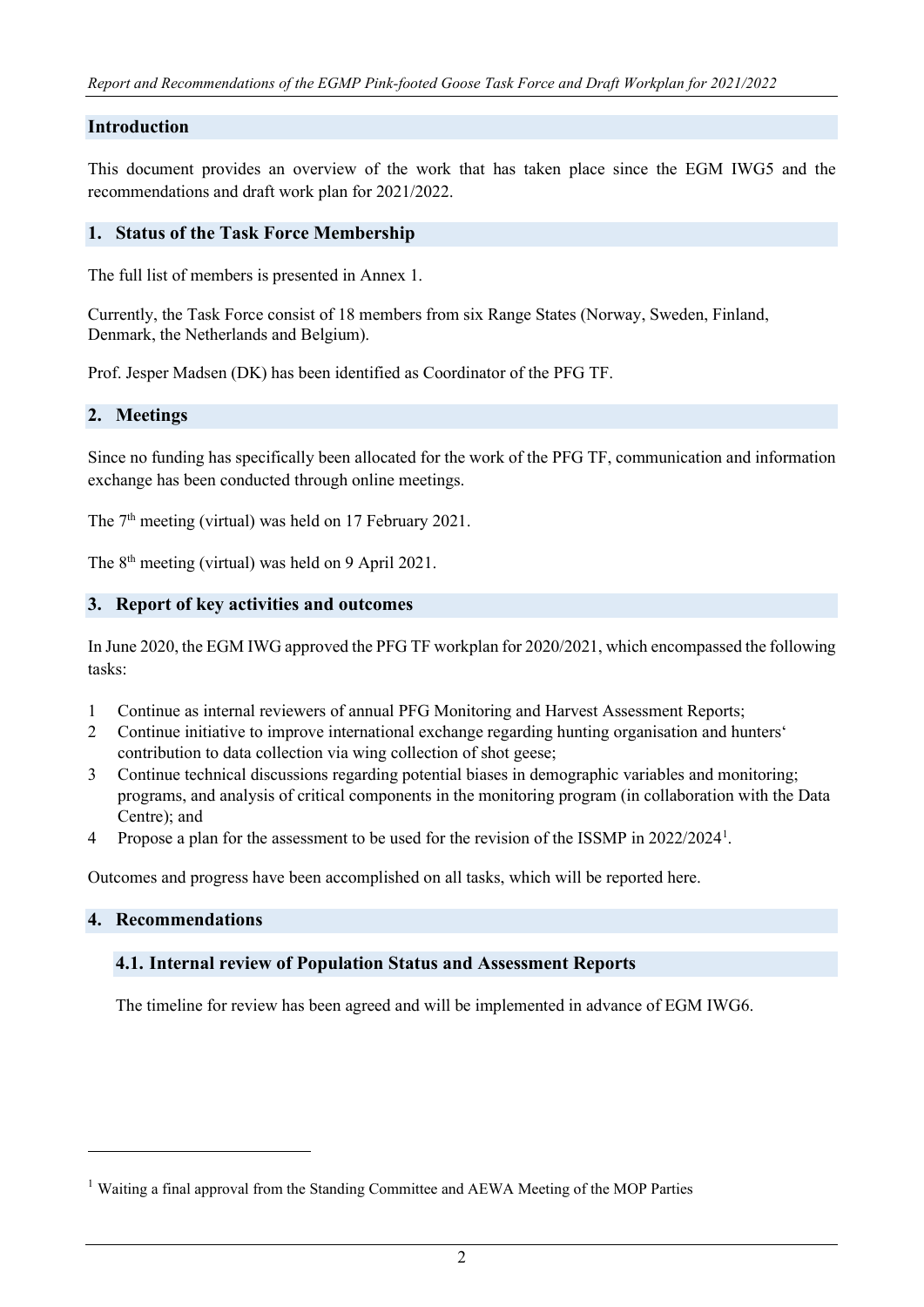## Introduction

This document provides an overview of the work that has taken place since the EGM IWG5 and the recommendations and draft work plan for 2021/2022.

## 1. Status of the Task Force Membership

The full list of members is presented in Annex 1.

Currently, the Task Force consist of 18 members from six Range States (Norway, Sweden, Finland, Denmark, the Netherlands and Belgium).

Prof. Jesper Madsen (DK) has been identified as Coordinator of the PFG TF.

## 2. Meetings

Since no funding has specifically been allocated for the work of the PFG TF, communication and information exchange has been conducted through online meetings.

The 7th meeting (virtual) was held on 17 February 2021.

The 8th meeting (virtual) was held on 9 April 2021.

## 3. Report of key activities and outcomes

In June 2020, the EGM IWG approved the PFG TF workplan for 2020/2021, which encompassed the following tasks:

1 Continue as internal reviewers of annual PFG Monitoring and Harvest Assessment Reports;
2 Continue initiative to improve international exchange regarding hunting organisation and hunters' contribution to data collection via wing collection of shot geese;
3 Continue technical discussions regarding potential biases in demographic variables and monitoring; programs, and analysis of critical components in the monitoring program (in collaboration with the Data Centre); and
4 Propose a plan for the assessment to be used for the revision of the ISSMP in 2022/2024[1].

Outcomes and progress have been accomplished on all tasks, which will be reported here.

## 4. Recommendations

### 4.1. Internal review of Population Status and Assessment Reports

The timeline for review has been agreed and will be implemented in advance of EGM IWG6.

[1] Waiting a final approval from the Standing Committee and AEWA Meeting of the MOP Parties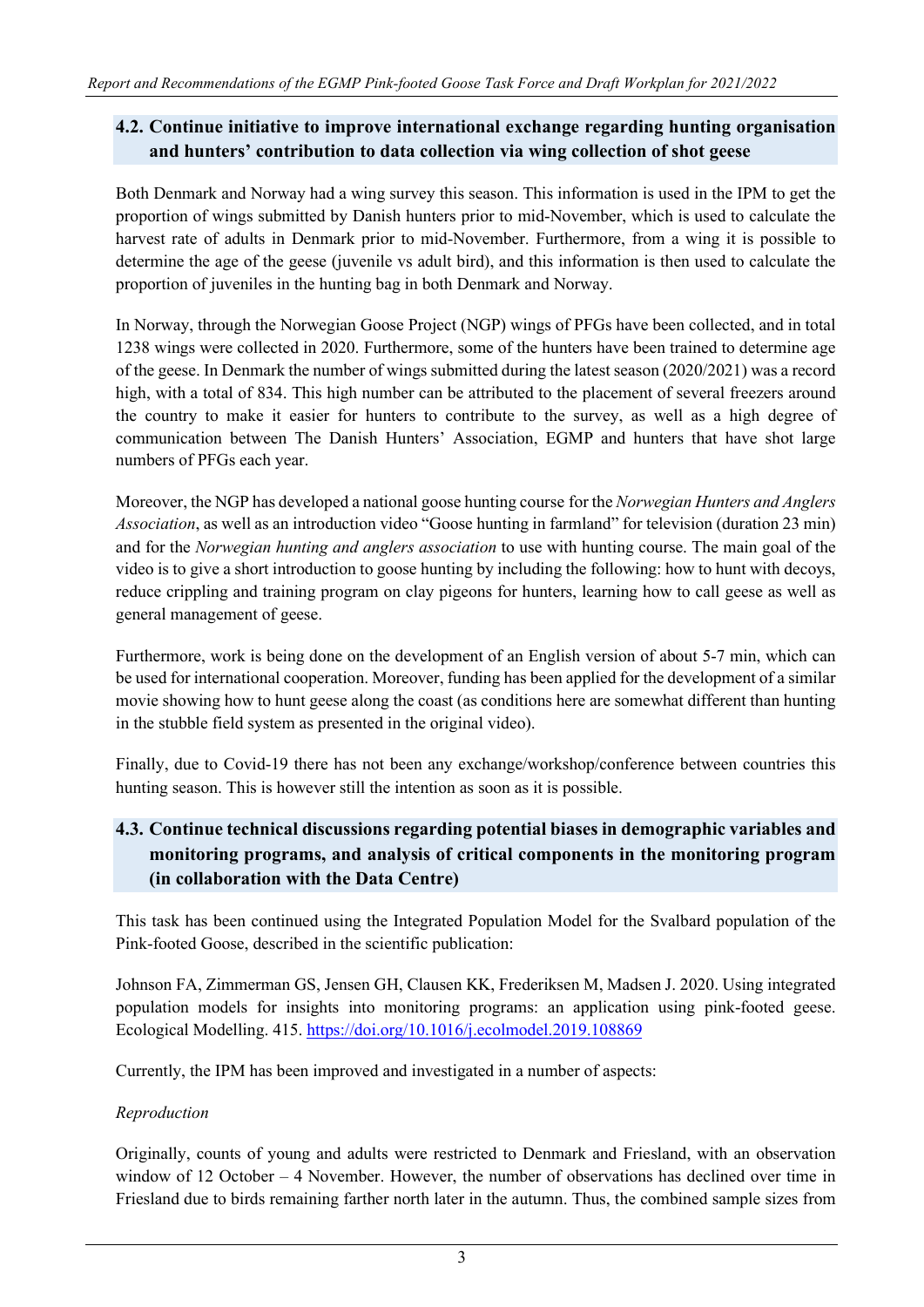### 4.2. Continue initiative to improve international exchange regarding hunting organisation and hunters' contribution to data collection via wing collection of shot geese

Both Denmark and Norway had a wing survey this season. This information is used in the IPM to get the proportion of wings submitted by Danish hunters prior to mid-November, which is used to calculate the harvest rate of adults in Denmark prior to mid-November. Furthermore, from a wing it is possible to determine the age of the geese (juvenile vs adult bird), and this information is then used to calculate the proportion of juveniles in the hunting bag in both Denmark and Norway.

In Norway, through the Norwegian Goose Project (NGP) wings of PFGs have been collected, and in total 1238 wings were collected in 2020. Furthermore, some of the hunters have been trained to determine age of the geese. In Denmark the number of wings submitted during the latest season (2020/2021) was a record high, with a total of 834. This high number can be attributed to the placement of several freezers around the country to make it easier for hunters to contribute to the survey, as well as a high degree of communication between The Danish Hunters' Association, EGMP and hunters that have shot large numbers of PFGs each year.

Moreover, the NGP has developed a national goose hunting course for the *Norwegian Hunters and Anglers Association*, as well as an introduction video "Goose hunting in farmland" for television (duration 23 min) and for the *Norwegian hunting and anglers association* to use with hunting course. The main goal of the video is to give a short introduction to goose hunting by including the following: how to hunt with decoys, reduce crippling and training program on clay pigeons for hunters, learning how to call geese as well as general management of geese.

Furthermore, work is being done on the development of an English version of about 5-7 min, which can be used for international cooperation. Moreover, funding has been applied for the development of a similar movie showing how to hunt geese along the coast (as conditions here are somewhat different than hunting in the stubble field system as presented in the original video).

Finally, due to Covid-19 there has not been any exchange/workshop/conference between countries this hunting season. This is however still the intention as soon as it is possible.

### 4.3. Continue technical discussions regarding potential biases in demographic variables and monitoring programs, and analysis of critical components in the monitoring program (in collaboration with the Data Centre)

This task has been continued using the Integrated Population Model for the Svalbard population of the Pink-footed Goose, described in the scientific publication:

Johnson FA, Zimmerman GS, Jensen GH, Clausen KK, Frederiksen M, Madsen J. 2020. Using integrated population models for insights into monitoring programs: an application using pink-footed geese. Ecological Modelling. 415. https://doi.org/10.1016/j.ecolmodel.2019.108869

Currently, the IPM has been improved and investigated in a number of aspects:

*Reproduction*

Originally, counts of young and adults were restricted to Denmark and Friesland, with an observation window of 12 October – 4 November. However, the number of observations has declined over time in Friesland due to birds remaining farther north later in the autumn. Thus, the combined sample sizes from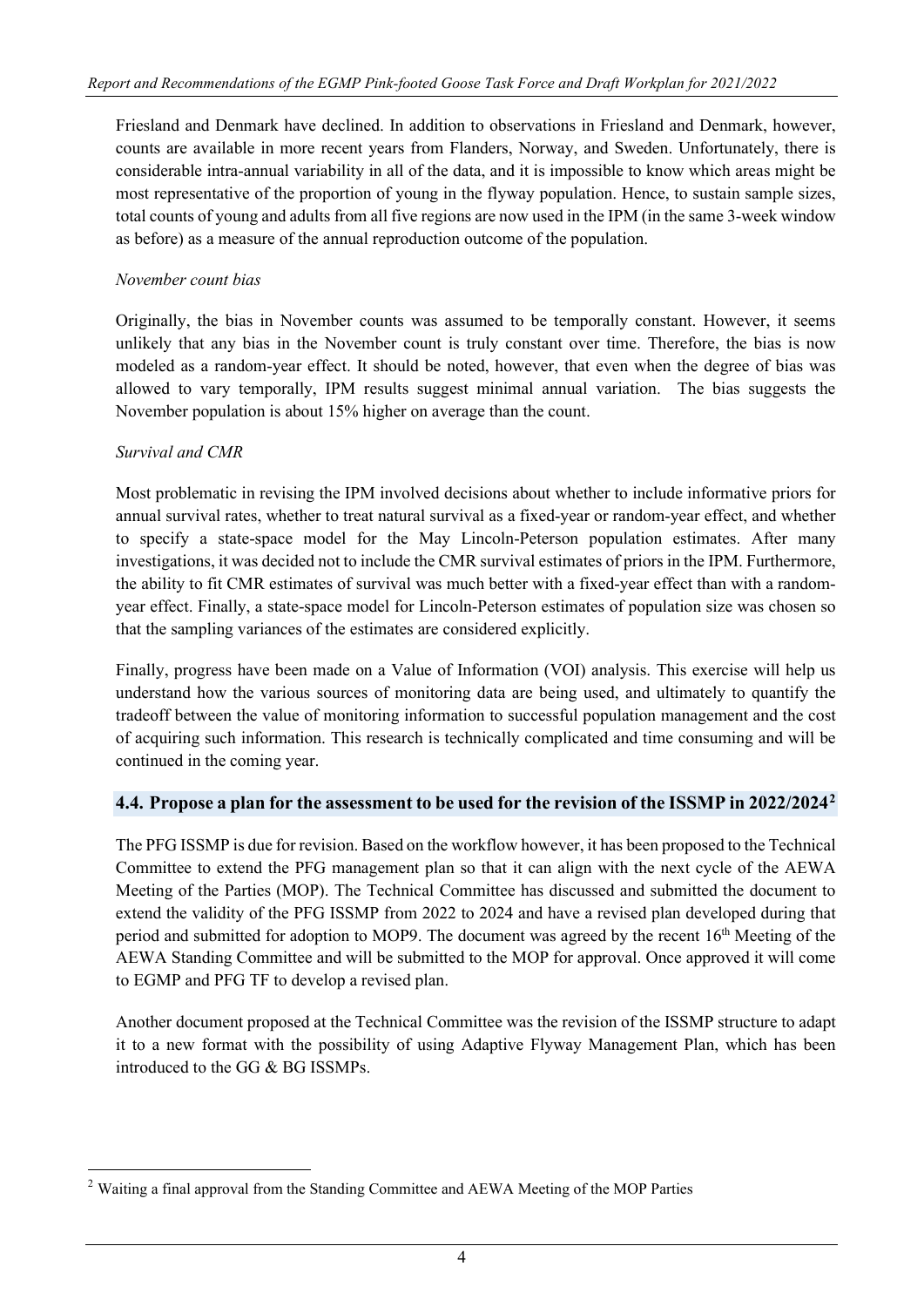Friesland and Denmark have declined. In addition to observations in Friesland and Denmark, however, counts are available in more recent years from Flanders, Norway, and Sweden. Unfortunately, there is considerable intra-annual variability in all of the data, and it is impossible to know which areas might be most representative of the proportion of young in the flyway population. Hence, to sustain sample sizes, total counts of young and adults from all five regions are now used in the IPM (in the same 3-week window as before) as a measure of the annual reproduction outcome of the population.

*November count bias*

Originally, the bias in November counts was assumed to be temporally constant. However, it seems unlikely that any bias in the November count is truly constant over time. Therefore, the bias is now modeled as a random-year effect. It should be noted, however, that even when the degree of bias was allowed to vary temporally, IPM results suggest minimal annual variation. The bias suggests the November population is about 15% higher on average than the count.

*Survival and CMR*

Most problematic in revising the IPM involved decisions about whether to include informative priors for annual survival rates, whether to treat natural survival as a fixed-year or random-year effect, and whether to specify a state-space model for the May Lincoln-Peterson population estimates. After many investigations, it was decided not to include the CMR survival estimates of priors in the IPM. Furthermore, the ability to fit CMR estimates of survival was much better with a fixed-year effect than with a random-year effect. Finally, a state-space model for Lincoln-Peterson estimates of population size was chosen so that the sampling variances of the estimates are considered explicitly.

Finally, progress have been made on a Value of Information (VOI) analysis. This exercise will help us understand how the various sources of monitoring data are being used, and ultimately to quantify the tradeoff between the value of monitoring information to successful population management and the cost of acquiring such information. This research is technically complicated and time consuming and will be continued in the coming year.

### 4.4. Propose a plan for the assessment to be used for the revision of the ISSMP in 2022/2024[2]

The PFG ISSMP is due for revision. Based on the workflow however, it has been proposed to the Technical Committee to extend the PFG management plan so that it can align with the next cycle of the AEWA Meeting of the Parties (MOP). The Technical Committee has discussed and submitted the document to extend the validity of the PFG ISSMP from 2022 to 2024 and have a revised plan developed during that period and submitted for adoption to MOP9. The document was agreed by the recent 16th Meeting of the AEWA Standing Committee and will be submitted to the MOP for approval. Once approved it will come to EGMP and PFG TF to develop a revised plan.

Another document proposed at the Technical Committee was the revision of the ISSMP structure to adapt it to a new format with the possibility of using Adaptive Flyway Management Plan, which has been introduced to the GG & BG ISSMPs.

---

[2] Waiting a final approval from the Standing Committee and AEWA Meeting of the MOP Parties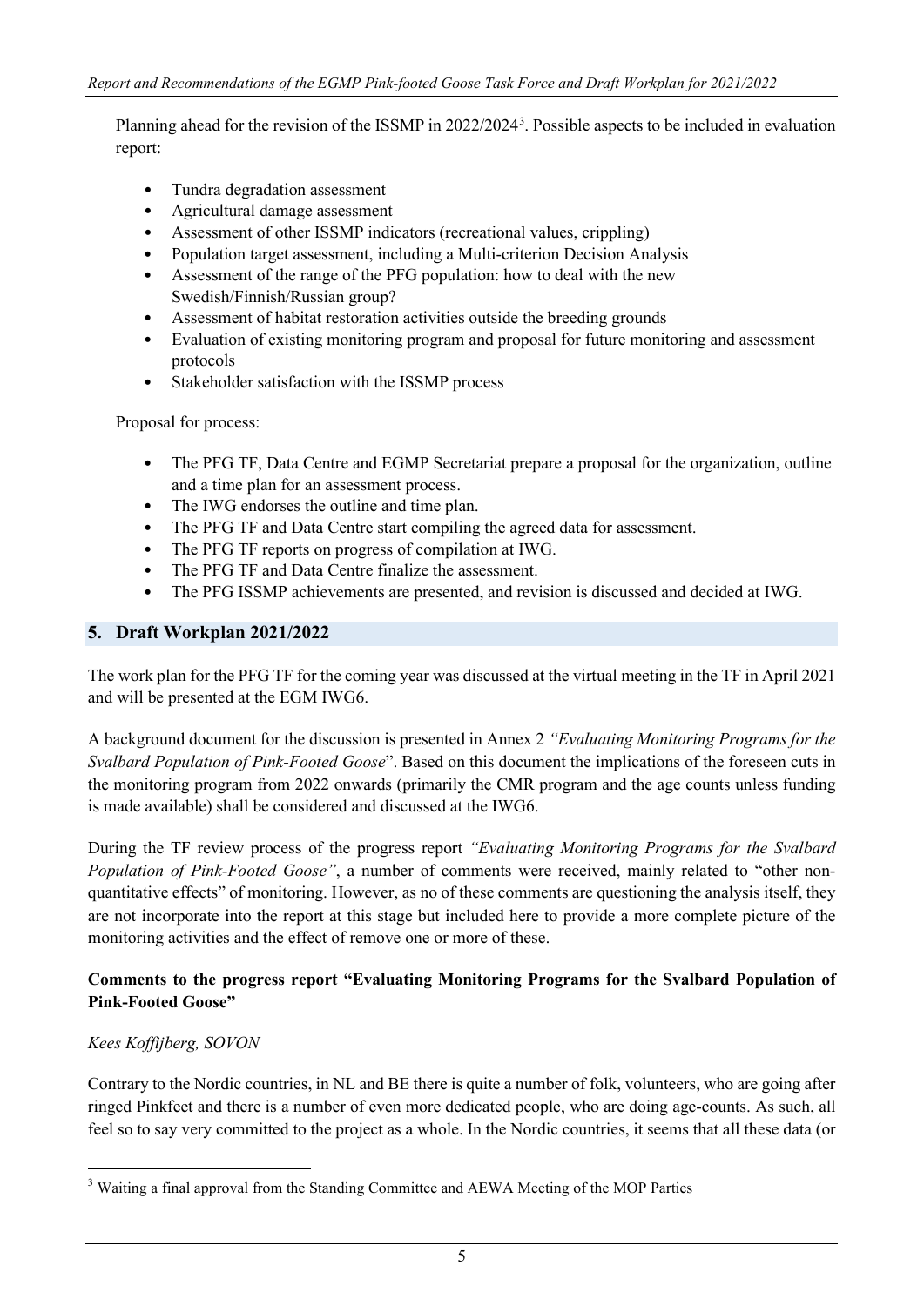Planning ahead for the revision of the ISSMP in 2022/2024[3]. Possible aspects to be included in evaluation report:

- Tundra degradation assessment
- Agricultural damage assessment
- Assessment of other ISSMP indicators (recreational values, crippling)
- Population target assessment, including a Multi-criterion Decision Analysis
- Assessment of the range of the PFG population: how to deal with the new Swedish/Finnish/Russian group?
- Assessment of habitat restoration activities outside the breeding grounds
- Evaluation of existing monitoring program and proposal for future monitoring and assessment protocols
- Stakeholder satisfaction with the ISSMP process

Proposal for process:

- The PFG TF, Data Centre and EGMP Secretariat prepare a proposal for the organization, outline and a time plan for an assessment process.
- The IWG endorses the outline and time plan.
- The PFG TF and Data Centre start compiling the agreed data for assessment.
- The PFG TF reports on progress of compilation at IWG.
- The PFG TF and Data Centre finalize the assessment.
- The PFG ISSMP achievements are presented, and revision is discussed and decided at IWG.

## 5. Draft Workplan 2021/2022

The work plan for the PFG TF for the coming year was discussed at the virtual meeting in the TF in April 2021 and will be presented at the EGM IWG6.

A background document for the discussion is presented in Annex 2 *"Evaluating Monitoring Programs for the Svalbard Population of Pink-Footed Goose*". Based on this document the implications of the foreseen cuts in the monitoring program from 2022 onwards (primarily the CMR program and the age counts unless funding is made available) shall be considered and discussed at the IWG6.

During the TF review process of the progress report *"Evaluating Monitoring Programs for the Svalbard Population of Pink-Footed Goose"*, a number of comments were received, mainly related to "other non-quantitative effects" of monitoring. However, as no of these comments are questioning the analysis itself, they are not incorporate into the report at this stage but included here to provide a more complete picture of the monitoring activities and the effect of remove one or more of these.

**Comments to the progress report "Evaluating Monitoring Programs for the Svalbard Population of Pink-Footed Goose"**

*Kees Koffijberg, SOVON*

Contrary to the Nordic countries, in NL and BE there is quite a number of folk, volunteers, who are going after ringed Pinkfeet and there is a number of even more dedicated people, who are doing age-counts. As such, all feel so to say very committed to the project as a whole. In the Nordic countries, it seems that all these data (or

[3] Waiting a final approval from the Standing Committee and AEWA Meeting of the MOP Parties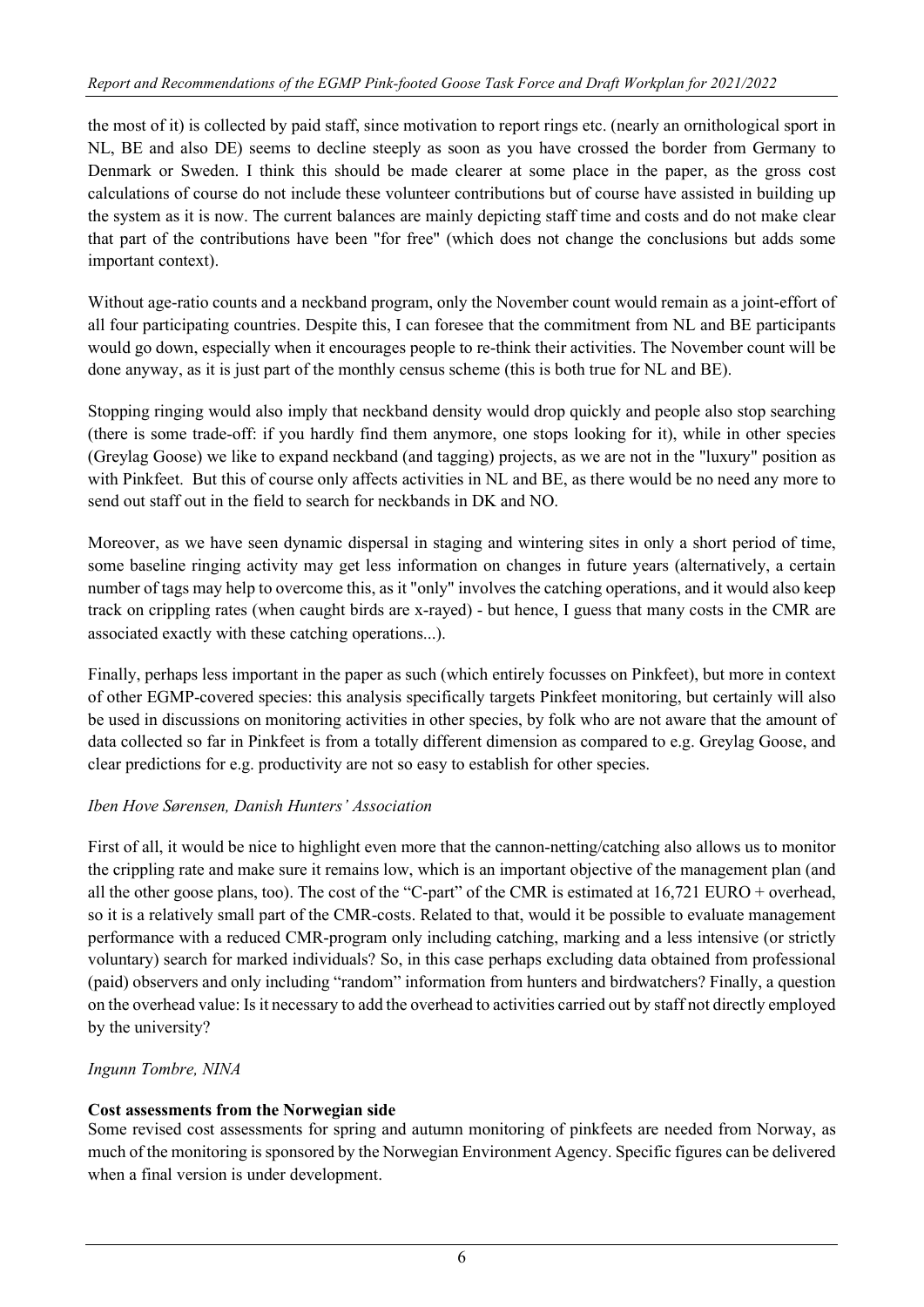the most of it) is collected by paid staff, since motivation to report rings etc. (nearly an ornithological sport in NL, BE and also DE) seems to decline steeply as soon as you have crossed the border from Germany to Denmark or Sweden. I think this should be made clearer at some place in the paper, as the gross cost calculations of course do not include these volunteer contributions but of course have assisted in building up the system as it is now. The current balances are mainly depicting staff time and costs and do not make clear that part of the contributions have been "for free" (which does not change the conclusions but adds some important context).

Without age-ratio counts and a neckband program, only the November count would remain as a joint-effort of all four participating countries. Despite this, I can foresee that the commitment from NL and BE participants would go down, especially when it encourages people to re-think their activities. The November count will be done anyway, as it is just part of the monthly census scheme (this is both true for NL and BE).

Stopping ringing would also imply that neckband density would drop quickly and people also stop searching (there is some trade-off: if you hardly find them anymore, one stops looking for it), while in other species (Greylag Goose) we like to expand neckband (and tagging) projects, as we are not in the "luxury" position as with Pinkfeet. But this of course only affects activities in NL and BE, as there would be no need any more to send out staff out in the field to search for neckbands in DK and NO.

Moreover, as we have seen dynamic dispersal in staging and wintering sites in only a short period of time, some baseline ringing activity may get less information on changes in future years (alternatively, a certain number of tags may help to overcome this, as it "only" involves the catching operations, and it would also keep track on crippling rates (when caught birds are x-rayed) - but hence, I guess that many costs in the CMR are associated exactly with these catching operations...).

Finally, perhaps less important in the paper as such (which entirely focusses on Pinkfeet), but more in context of other EGMP-covered species: this analysis specifically targets Pinkfeet monitoring, but certainly will also be used in discussions on monitoring activities in other species, by folk who are not aware that the amount of data collected so far in Pinkfeet is from a totally different dimension as compared to e.g. Greylag Goose, and clear predictions for e.g. productivity are not so easy to establish for other species.

*Iben Hove Sørensen, Danish Hunters' Association*

First of all, it would be nice to highlight even more that the cannon-netting/catching also allows us to monitor the crippling rate and make sure it remains low, which is an important objective of the management plan (and all the other goose plans, too). The cost of the "C-part" of the CMR is estimated at 16,721 EURO + overhead, so it is a relatively small part of the CMR-costs. Related to that, would it be possible to evaluate management performance with a reduced CMR-program only including catching, marking and a less intensive (or strictly voluntary) search for marked individuals? So, in this case perhaps excluding data obtained from professional (paid) observers and only including "random" information from hunters and birdwatchers? Finally, a question on the overhead value: Is it necessary to add the overhead to activities carried out by staff not directly employed by the university?

*Ingunn Tombre, NINA*

**Cost assessments from the Norwegian side**

Some revised cost assessments for spring and autumn monitoring of pinkfeets are needed from Norway, as much of the monitoring is sponsored by the Norwegian Environment Agency. Specific figures can be delivered when a final version is under development.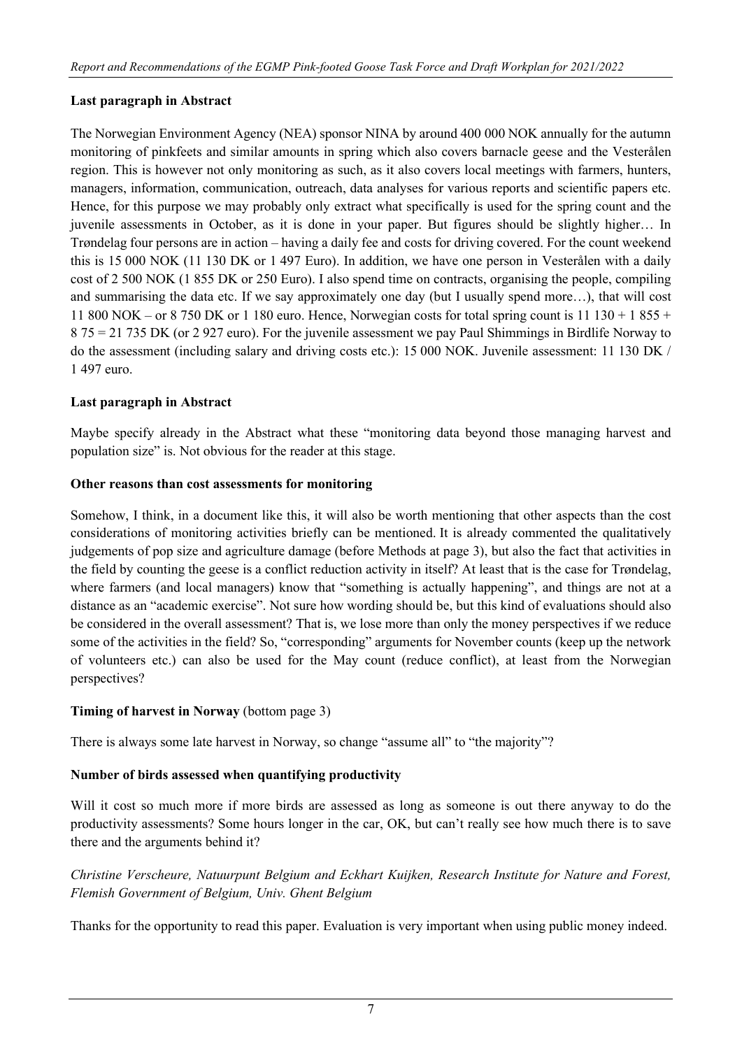**Last paragraph in Abstract**

The Norwegian Environment Agency (NEA) sponsor NINA by around 400 000 NOK annually for the autumn monitoring of pinkfeets and similar amounts in spring which also covers barnacle geese and the Vesterålen region. This is however not only monitoring as such, as it also covers local meetings with farmers, hunters, managers, information, communication, outreach, data analyses for various reports and scientific papers etc. Hence, for this purpose we may probably only extract what specifically is used for the spring count and the juvenile assessments in October, as it is done in your paper. But figures should be slightly higher… In Trøndelag four persons are in action – having a daily fee and costs for driving covered. For the count weekend this is 15 000 NOK (11 130 DK or 1 497 Euro). In addition, we have one person in Vesterålen with a daily cost of 2 500 NOK (1 855 DK or 250 Euro). I also spend time on contracts, organising the people, compiling and summarising the data etc. If we say approximately one day (but I usually spend more…), that will cost 11 800 NOK – or 8 750 DK or 1 180 euro. Hence, Norwegian costs for total spring count is 11 130 + 1 855 + 8 75 = 21 735 DK (or 2 927 euro). For the juvenile assessment we pay Paul Shimmings in Birdlife Norway to do the assessment (including salary and driving costs etc.): 15 000 NOK. Juvenile assessment: 11 130 DK / 1 497 euro.

**Last paragraph in Abstract**

Maybe specify already in the Abstract what these "monitoring data beyond those managing harvest and population size" is. Not obvious for the reader at this stage.

**Other reasons than cost assessments for monitoring**

Somehow, I think, in a document like this, it will also be worth mentioning that other aspects than the cost considerations of monitoring activities briefly can be mentioned. It is already commented the qualitatively judgements of pop size and agriculture damage (before Methods at page 3), but also the fact that activities in the field by counting the geese is a conflict reduction activity in itself? At least that is the case for Trøndelag, where farmers (and local managers) know that "something is actually happening", and things are not at a distance as an "academic exercise". Not sure how wording should be, but this kind of evaluations should also be considered in the overall assessment? That is, we lose more than only the money perspectives if we reduce some of the activities in the field? So, "corresponding" arguments for November counts (keep up the network of volunteers etc.) can also be used for the May count (reduce conflict), at least from the Norwegian perspectives?

**Timing of harvest in Norway** (bottom page 3)

There is always some late harvest in Norway, so change "assume all" to "the majority"?

**Number of birds assessed when quantifying productivity**

Will it cost so much more if more birds are assessed as long as someone is out there anyway to do the productivity assessments? Some hours longer in the car, OK, but can't really see how much there is to save there and the arguments behind it?

*Christine Verscheure, Natuurpunt Belgium and Eckhart Kuijken, Research Institute for Nature and Forest, Flemish Government of Belgium, Univ. Ghent Belgium*

Thanks for the opportunity to read this paper. Evaluation is very important when using public money indeed.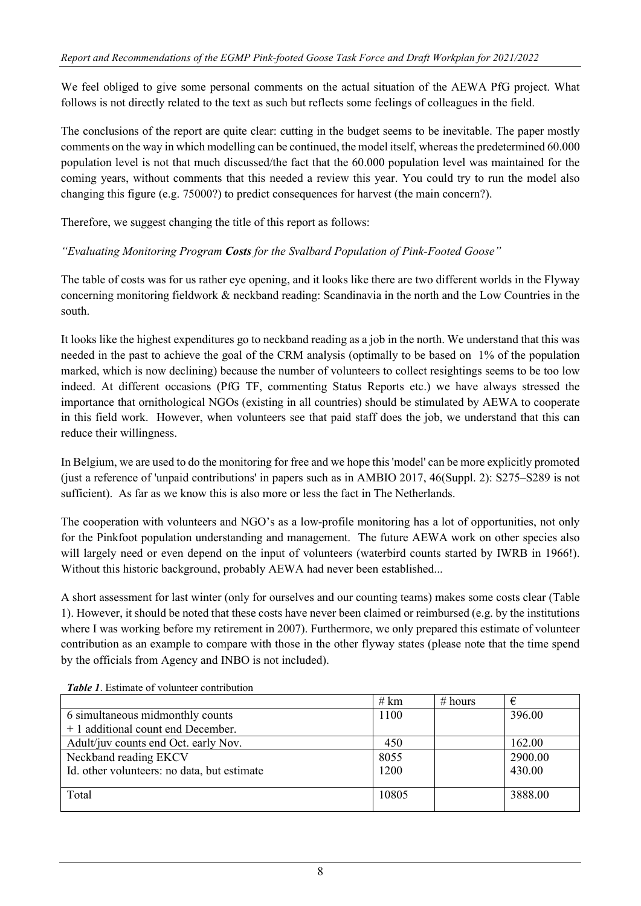We feel obliged to give some personal comments on the actual situation of the AEWA PfG project. What follows is not directly related to the text as such but reflects some feelings of colleagues in the field.

The conclusions of the report are quite clear: cutting in the budget seems to be inevitable. The paper mostly comments on the way in which modelling can be continued, the model itself, whereas the predetermined 60.000 population level is not that much discussed/the fact that the 60.000 population level was maintained for the coming years, without comments that this needed a review this year. You could try to run the model also changing this figure (e.g. 75000?) to predict consequences for harvest (the main concern?).

Therefore, we suggest changing the title of this report as follows:

*"Evaluating Monitoring Program **Costs** for the Svalbard Population of Pink-Footed Goose"*

The table of costs was for us rather eye opening, and it looks like there are two different worlds in the Flyway concerning monitoring fieldwork & neckband reading: Scandinavia in the north and the Low Countries in the south.

It looks like the highest expenditures go to neckband reading as a job in the north. We understand that this was needed in the past to achieve the goal of the CRM analysis (optimally to be based on 1% of the population marked, which is now declining) because the number of volunteers to collect resightings seems to be too low indeed. At different occasions (PfG TF, commenting Status Reports etc.) we have always stressed the importance that ornithological NGOs (existing in all countries) should be stimulated by AEWA to cooperate in this field work. However, when volunteers see that paid staff does the job, we understand that this can reduce their willingness.

In Belgium, we are used to do the monitoring for free and we hope this 'model' can be more explicitly promoted (just a reference of 'unpaid contributions' in papers such as in AMBIO 2017, 46(Suppl. 2): S275–S289 is not sufficient). As far as we know this is also more or less the fact in The Netherlands.

The cooperation with volunteers and NGO's as a low-profile monitoring has a lot of opportunities, not only for the Pinkfoot population understanding and management. The future AEWA work on other species also will largely need or even depend on the input of volunteers (waterbird counts started by IWRB in 1966!). Without this historic background, probably AEWA had never been established...

A short assessment for last winter (only for ourselves and our counting teams) makes some costs clear (Table 1). However, it should be noted that these costs have never been claimed or reimbursed (e.g. by the institutions where I was working before my retirement in 2007). Furthermore, we only prepared this estimate of volunteer contribution as an example to compare with those in the other flyway states (please note that the time spend by the officials from Agency and INBO is not included).

***Table 1***. Estimate of volunteer contribution

| | # km | # hours | € |
|---|---|---|---|
| 6 simultaneous midmonthly counts<br>+ 1 additional count end December. | 1100 | | 396.00 |
| Adult/juv counts end Oct. early Nov. | 450 | | 162.00 |
| Neckband reading EKCV<br>Id. other volunteers: no data, but estimate | 8055<br>1200 | | 2900.00<br>430.00 |
| Total | 10805 | | 3888.00 |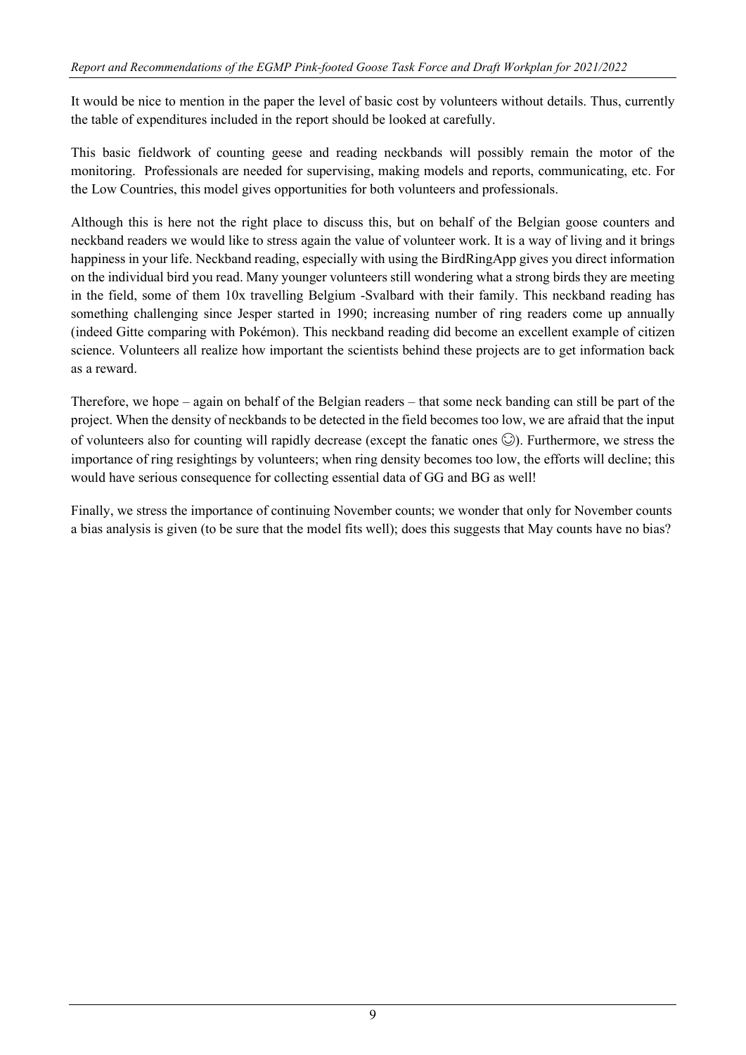It would be nice to mention in the paper the level of basic cost by volunteers without details. Thus, currently the table of expenditures included in the report should be looked at carefully.

This basic fieldwork of counting geese and reading neckbands will possibly remain the motor of the monitoring. Professionals are needed for supervising, making models and reports, communicating, etc. For the Low Countries, this model gives opportunities for both volunteers and professionals.

Although this is here not the right place to discuss this, but on behalf of the Belgian goose counters and neckband readers we would like to stress again the value of volunteer work. It is a way of living and it brings happiness in your life. Neckband reading, especially with using the BirdRingApp gives you direct information on the individual bird you read. Many younger volunteers still wondering what a strong birds they are meeting in the field, some of them 10x travelling Belgium -Svalbard with their family. This neckband reading has something challenging since Jesper started in 1990; increasing number of ring readers come up annually (indeed Gitte comparing with Pokémon). This neckband reading did become an excellent example of citizen science. Volunteers all realize how important the scientists behind these projects are to get information back as a reward.

Therefore, we hope – again on behalf of the Belgian readers – that some neck banding can still be part of the project. When the density of neckbands to be detected in the field becomes too low, we are afraid that the input of volunteers also for counting will rapidly decrease (except the fanatic ones ☺). Furthermore, we stress the importance of ring resightings by volunteers; when ring density becomes too low, the efforts will decline; this would have serious consequence for collecting essential data of GG and BG as well!

Finally, we stress the importance of continuing November counts; we wonder that only for November counts a bias analysis is given (to be sure that the model fits well); does this suggests that May counts have no bias?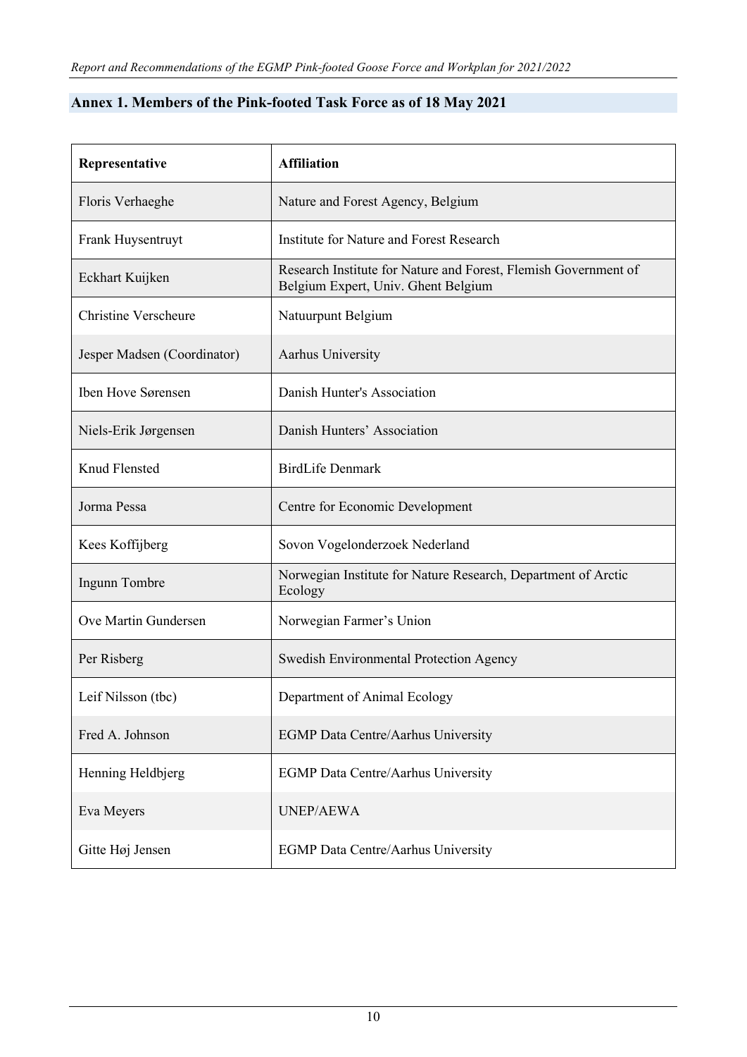## Annex 1. Members of the Pink-footed Task Force as of 18 May 2021

| Representative | Affiliation |
|---|---|
| Floris Verhaeghe | Nature and Forest Agency, Belgium |
| Frank Huysentruyt | Institute for Nature and Forest Research |
| Eckhart Kuijken | Research Institute for Nature and Forest, Flemish Government of Belgium Expert, Univ. Ghent Belgium |
| Christine Verscheure | Natuurpunt Belgium |
| Jesper Madsen (Coordinator) | Aarhus University |
| Iben Hove Sørensen | Danish Hunter's Association |
| Niels-Erik Jørgensen | Danish Hunters' Association |
| Knud Flensted | BirdLife Denmark |
| Jorma Pessa | Centre for Economic Development |
| Kees Koffijberg | Sovon Vogelonderzoek Nederland |
| Ingunn Tombre | Norwegian Institute for Nature Research, Department of Arctic Ecology |
| Ove Martin Gundersen | Norwegian Farmer's Union |
| Per Risberg | Swedish Environmental Protection Agency |
| Leif Nilsson (tbc) | Department of Animal Ecology |
| Fred A. Johnson | EGMP Data Centre/Aarhus University |
| Henning Heldbjerg | EGMP Data Centre/Aarhus University |
| Eva Meyers | UNEP/AEWA |
| Gitte Høj Jensen | EGMP Data Centre/Aarhus University |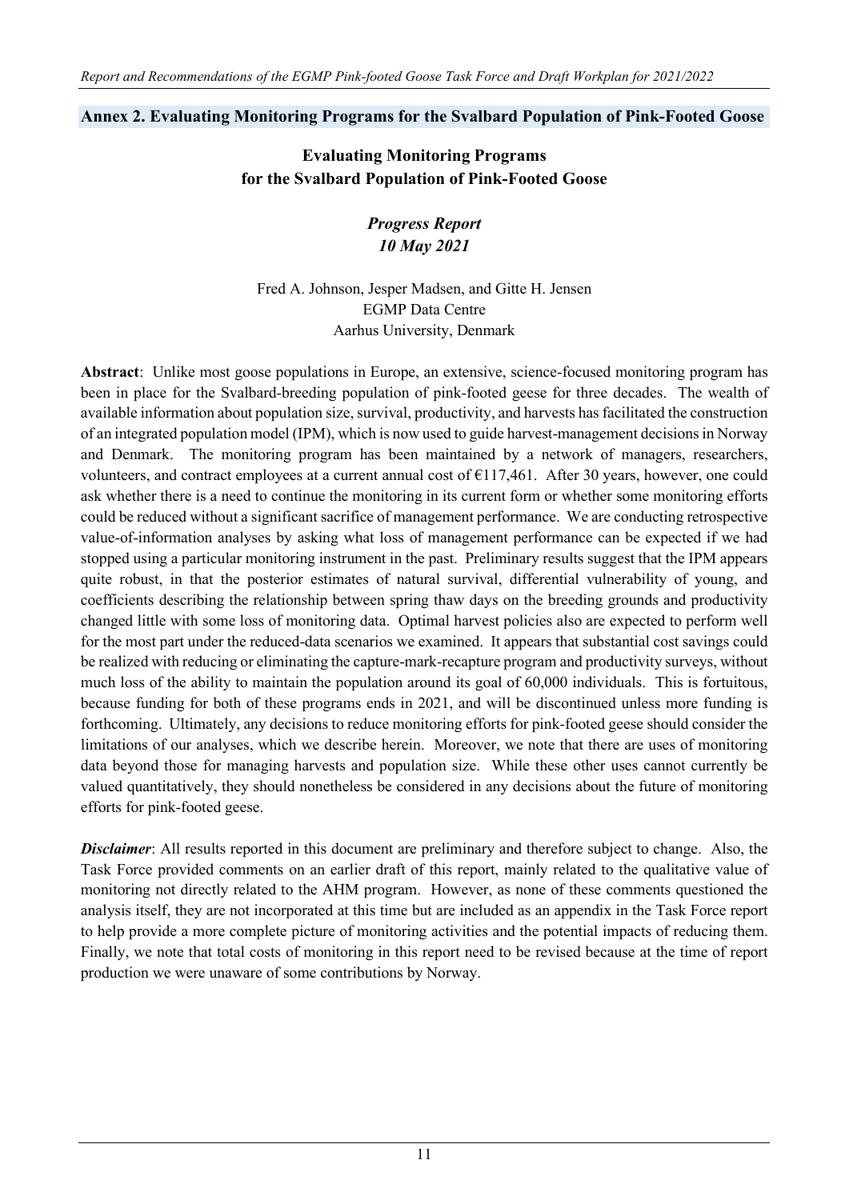## Annex 2. Evaluating Monitoring Programs for the Svalbard Population of Pink-Footed Goose

# Evaluating Monitoring Programs for the Svalbard Population of Pink-Footed Goose

***Progress Report***
***10 May 2021***

Fred A. Johnson, Jesper Madsen, and Gitte H. Jensen
EGMP Data Centre
Aarhus University, Denmark

**Abstract**: Unlike most goose populations in Europe, an extensive, science-focused monitoring program has been in place for the Svalbard-breeding population of pink-footed geese for three decades. The wealth of available information about population size, survival, productivity, and harvests has facilitated the construction of an integrated population model (IPM), which is now used to guide harvest-management decisions in Norway and Denmark. The monitoring program has been maintained by a network of managers, researchers, volunteers, and contract employees at a current annual cost of €117,461. After 30 years, however, one could ask whether there is a need to continue the monitoring in its current form or whether some monitoring efforts could be reduced without a significant sacrifice of management performance. We are conducting retrospective value-of-information analyses by asking what loss of management performance can be expected if we had stopped using a particular monitoring instrument in the past. Preliminary results suggest that the IPM appears quite robust, in that the posterior estimates of natural survival, differential vulnerability of young, and coefficients describing the relationship between spring thaw days on the breeding grounds and productivity changed little with some loss of monitoring data. Optimal harvest policies also are expected to perform well for the most part under the reduced-data scenarios we examined. It appears that substantial cost savings could be realized with reducing or eliminating the capture-mark-recapture program and productivity surveys, without much loss of the ability to maintain the population around its goal of 60,000 individuals. This is fortuitous, because funding for both of these programs ends in 2021, and will be discontinued unless more funding is forthcoming. Ultimately, any decisions to reduce monitoring efforts for pink-footed geese should consider the limitations of our analyses, which we describe herein. Moreover, we note that there are uses of monitoring data beyond those for managing harvests and population size. While these other uses cannot currently be valued quantitatively, they should nonetheless be considered in any decisions about the future of monitoring efforts for pink-footed geese.

***Disclaimer***: All results reported in this document are preliminary and therefore subject to change. Also, the Task Force provided comments on an earlier draft of this report, mainly related to the qualitative value of monitoring not directly related to the AHM program. However, as none of these comments questioned the analysis itself, they are not incorporated at this time but are included as an appendix in the Task Force report to help provide a more complete picture of monitoring activities and the potential impacts of reducing them. Finally, we note that total costs of monitoring in this report need to be revised because at the time of report production we were unaware of some contributions by Norway.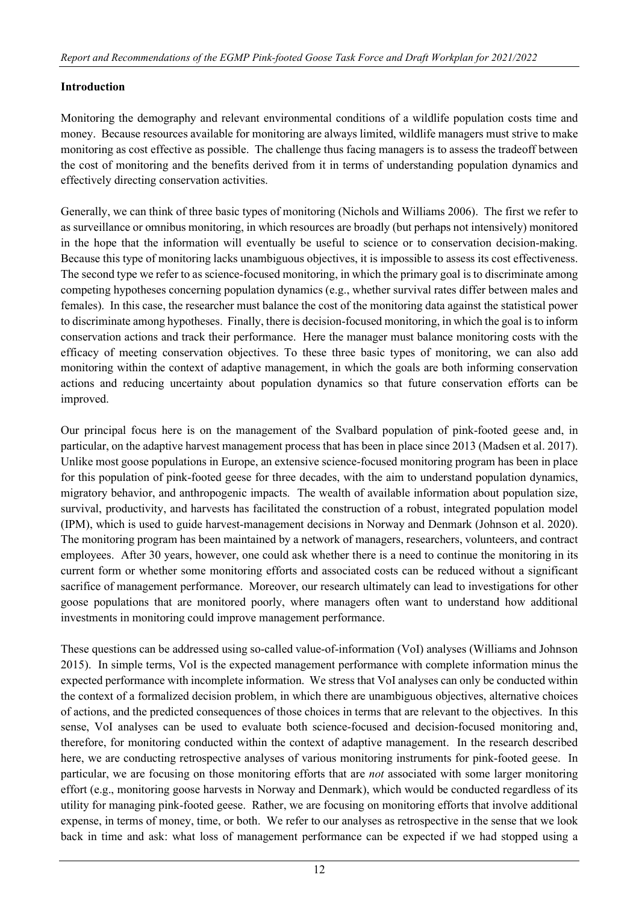## Introduction

Monitoring the demography and relevant environmental conditions of a wildlife population costs time and money. Because resources available for monitoring are always limited, wildlife managers must strive to make monitoring as cost effective as possible. The challenge thus facing managers is to assess the tradeoff between the cost of monitoring and the benefits derived from it in terms of understanding population dynamics and effectively directing conservation activities.

Generally, we can think of three basic types of monitoring (Nichols and Williams 2006). The first we refer to as surveillance or omnibus monitoring, in which resources are broadly (but perhaps not intensively) monitored in the hope that the information will eventually be useful to science or to conservation decision-making. Because this type of monitoring lacks unambiguous objectives, it is impossible to assess its cost effectiveness. The second type we refer to as science-focused monitoring, in which the primary goal is to discriminate among competing hypotheses concerning population dynamics (e.g., whether survival rates differ between males and females). In this case, the researcher must balance the cost of the monitoring data against the statistical power to discriminate among hypotheses. Finally, there is decision-focused monitoring, in which the goal is to inform conservation actions and track their performance. Here the manager must balance monitoring costs with the efficacy of meeting conservation objectives. To these three basic types of monitoring, we can also add monitoring within the context of adaptive management, in which the goals are both informing conservation actions and reducing uncertainty about population dynamics so that future conservation efforts can be improved.

Our principal focus here is on the management of the Svalbard population of pink-footed geese and, in particular, on the adaptive harvest management process that has been in place since 2013 (Madsen et al. 2017). Unlike most goose populations in Europe, an extensive science-focused monitoring program has been in place for this population of pink-footed geese for three decades, with the aim to understand population dynamics, migratory behavior, and anthropogenic impacts. The wealth of available information about population size, survival, productivity, and harvests has facilitated the construction of a robust, integrated population model (IPM), which is used to guide harvest-management decisions in Norway and Denmark (Johnson et al. 2020). The monitoring program has been maintained by a network of managers, researchers, volunteers, and contract employees. After 30 years, however, one could ask whether there is a need to continue the monitoring in its current form or whether some monitoring efforts and associated costs can be reduced without a significant sacrifice of management performance. Moreover, our research ultimately can lead to investigations for other goose populations that are monitored poorly, where managers often want to understand how additional investments in monitoring could improve management performance.

These questions can be addressed using so-called value-of-information (VoI) analyses (Williams and Johnson 2015). In simple terms, VoI is the expected management performance with complete information minus the expected performance with incomplete information. We stress that VoI analyses can only be conducted within the context of a formalized decision problem, in which there are unambiguous objectives, alternative choices of actions, and the predicted consequences of those choices in terms that are relevant to the objectives. In this sense, VoI analyses can be used to evaluate both science-focused and decision-focused monitoring and, therefore, for monitoring conducted within the context of adaptive management. In the research described here, we are conducting retrospective analyses of various monitoring instruments for pink-footed geese. In particular, we are focusing on those monitoring efforts that are *not* associated with some larger monitoring effort (e.g., monitoring goose harvests in Norway and Denmark), which would be conducted regardless of its utility for managing pink-footed geese. Rather, we are focusing on monitoring efforts that involve additional expense, in terms of money, time, or both. We refer to our analyses as retrospective in the sense that we look back in time and ask: what loss of management performance can be expected if we had stopped using a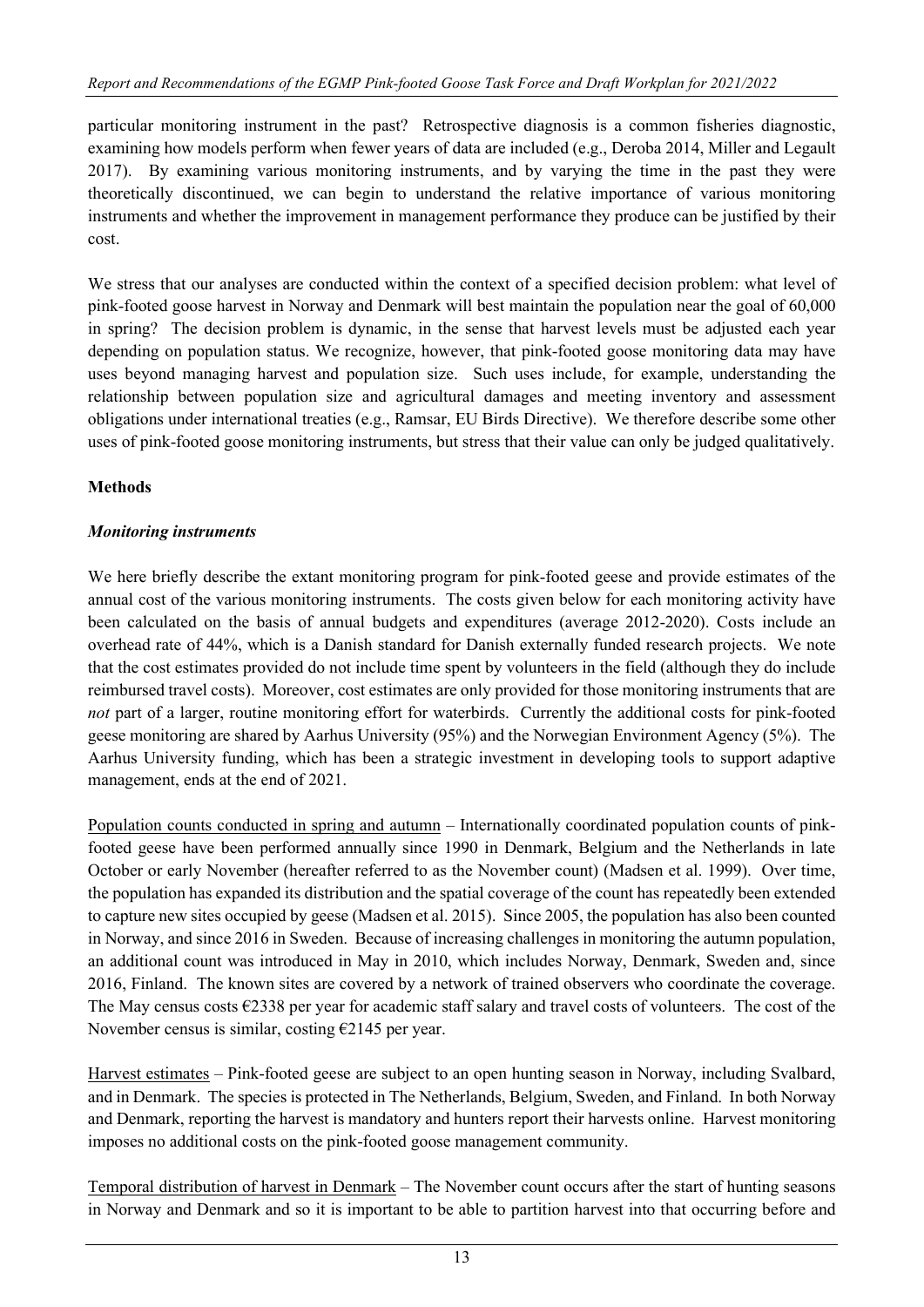particular monitoring instrument in the past? Retrospective diagnosis is a common fisheries diagnostic, examining how models perform when fewer years of data are included (e.g., Deroba 2014, Miller and Legault 2017). By examining various monitoring instruments, and by varying the time in the past they were theoretically discontinued, we can begin to understand the relative importance of various monitoring instruments and whether the improvement in management performance they produce can be justified by their cost.

We stress that our analyses are conducted within the context of a specified decision problem: what level of pink-footed goose harvest in Norway and Denmark will best maintain the population near the goal of 60,000 in spring? The decision problem is dynamic, in the sense that harvest levels must be adjusted each year depending on population status. We recognize, however, that pink-footed goose monitoring data may have uses beyond managing harvest and population size. Such uses include, for example, understanding the relationship between population size and agricultural damages and meeting inventory and assessment obligations under international treaties (e.g., Ramsar, EU Birds Directive). We therefore describe some other uses of pink-footed goose monitoring instruments, but stress that their value can only be judged qualitatively.

## Methods

### *Monitoring instruments*

We here briefly describe the extant monitoring program for pink-footed geese and provide estimates of the annual cost of the various monitoring instruments. The costs given below for each monitoring activity have been calculated on the basis of annual budgets and expenditures (average 2012-2020). Costs include an overhead rate of 44%, which is a Danish standard for Danish externally funded research projects. We note that the cost estimates provided do not include time spent by volunteers in the field (although they do include reimbursed travel costs). Moreover, cost estimates are only provided for those monitoring instruments that are *not* part of a larger, routine monitoring effort for waterbirds. Currently the additional costs for pink-footed geese monitoring are shared by Aarhus University (95%) and the Norwegian Environment Agency (5%). The Aarhus University funding, which has been a strategic investment in developing tools to support adaptive management, ends at the end of 2021.

<u>Population counts conducted in spring and autumn</u> – Internationally coordinated population counts of pink-footed geese have been performed annually since 1990 in Denmark, Belgium and the Netherlands in late October or early November (hereafter referred to as the November count) (Madsen et al. 1999). Over time, the population has expanded its distribution and the spatial coverage of the count has repeatedly been extended to capture new sites occupied by geese (Madsen et al. 2015). Since 2005, the population has also been counted in Norway, and since 2016 in Sweden. Because of increasing challenges in monitoring the autumn population, an additional count was introduced in May in 2010, which includes Norway, Denmark, Sweden and, since 2016, Finland. The known sites are covered by a network of trained observers who coordinate the coverage. The May census costs €2338 per year for academic staff salary and travel costs of volunteers. The cost of the November census is similar, costing €2145 per year.

<u>Harvest estimates</u> – Pink-footed geese are subject to an open hunting season in Norway, including Svalbard, and in Denmark. The species is protected in The Netherlands, Belgium, Sweden, and Finland. In both Norway and Denmark, reporting the harvest is mandatory and hunters report their harvests online. Harvest monitoring imposes no additional costs on the pink-footed goose management community.

<u>Temporal distribution of harvest in Denmark</u> – The November count occurs after the start of hunting seasons in Norway and Denmark and so it is important to be able to partition harvest into that occurring before and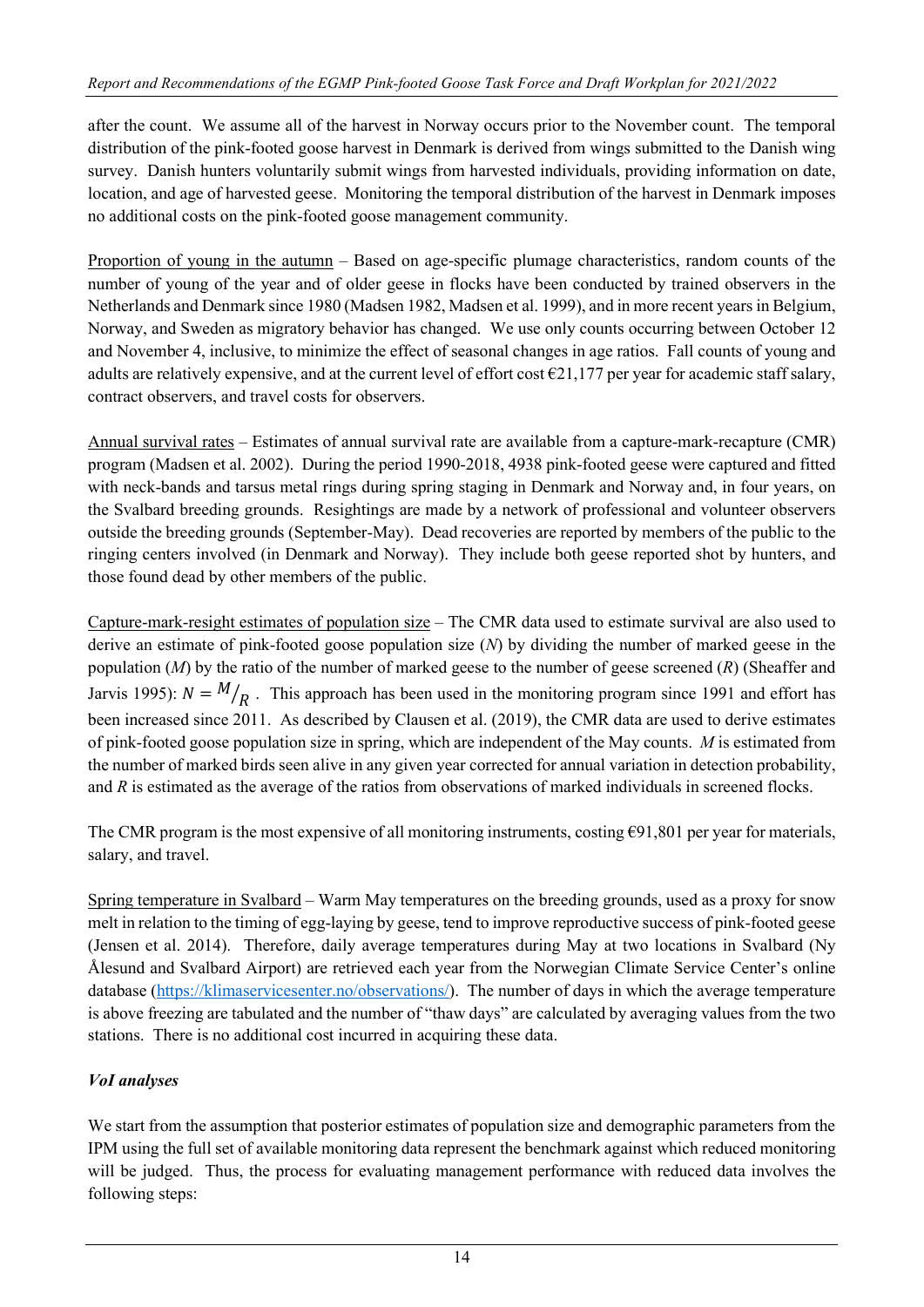after the count. We assume all of the harvest in Norway occurs prior to the November count. The temporal distribution of the pink-footed goose harvest in Denmark is derived from wings submitted to the Danish wing survey. Danish hunters voluntarily submit wings from harvested individuals, providing information on date, location, and age of harvested geese. Monitoring the temporal distribution of the harvest in Denmark imposes no additional costs on the pink-footed goose management community.

Proportion of young in the autumn – Based on age-specific plumage characteristics, random counts of the number of young of the year and of older geese in flocks have been conducted by trained observers in the Netherlands and Denmark since 1980 (Madsen 1982, Madsen et al. 1999), and in more recent years in Belgium, Norway, and Sweden as migratory behavior has changed. We use only counts occurring between October 12 and November 4, inclusive, to minimize the effect of seasonal changes in age ratios. Fall counts of young and adults are relatively expensive, and at the current level of effort cost €21,177 per year for academic staff salary, contract observers, and travel costs for observers.

Annual survival rates – Estimates of annual survival rate are available from a capture-mark-recapture (CMR) program (Madsen et al. 2002). During the period 1990-2018, 4938 pink-footed geese were captured and fitted with neck-bands and tarsus metal rings during spring staging in Denmark and Norway and, in four years, on the Svalbard breeding grounds. Resightings are made by a network of professional and volunteer observers outside the breeding grounds (September-May). Dead recoveries are reported by members of the public to the ringing centers involved (in Denmark and Norway). They include both geese reported shot by hunters, and those found dead by other members of the public.

Capture-mark-resight estimates of population size – The CMR data used to estimate survival are also used to derive an estimate of pink-footed goose population size ($N$) by dividing the number of marked geese in the population ($M$) by the ratio of the number of marked geese to the number of geese screened ($R$) (Sheaffer and Jarvis 1995): $N = M/R$. This approach has been used in the monitoring program since 1991 and effort has been increased since 2011. As described by Clausen et al. (2019), the CMR data are used to derive estimates of pink-footed goose population size in spring, which are independent of the May counts. $M$ is estimated from the number of marked birds seen alive in any given year corrected for annual variation in detection probability, and $R$ is estimated as the average of the ratios from observations of marked individuals in screened flocks.

The CMR program is the most expensive of all monitoring instruments, costing €91,801 per year for materials, salary, and travel.

Spring temperature in Svalbard – Warm May temperatures on the breeding grounds, used as a proxy for snow melt in relation to the timing of egg-laying by geese, tend to improve reproductive success of pink-footed geese (Jensen et al. 2014). Therefore, daily average temperatures during May at two locations in Svalbard (Ny Ålesund and Svalbard Airport) are retrieved each year from the Norwegian Climate Service Center's online database (https://klimaservicesenter.no/observations/). The number of days in which the average temperature is above freezing are tabulated and the number of "thaw days" are calculated by averaging values from the two stations. There is no additional cost incurred in acquiring these data.

### *VoI analyses*

We start from the assumption that posterior estimates of population size and demographic parameters from the IPM using the full set of available monitoring data represent the benchmark against which reduced monitoring will be judged. Thus, the process for evaluating management performance with reduced data involves the following steps: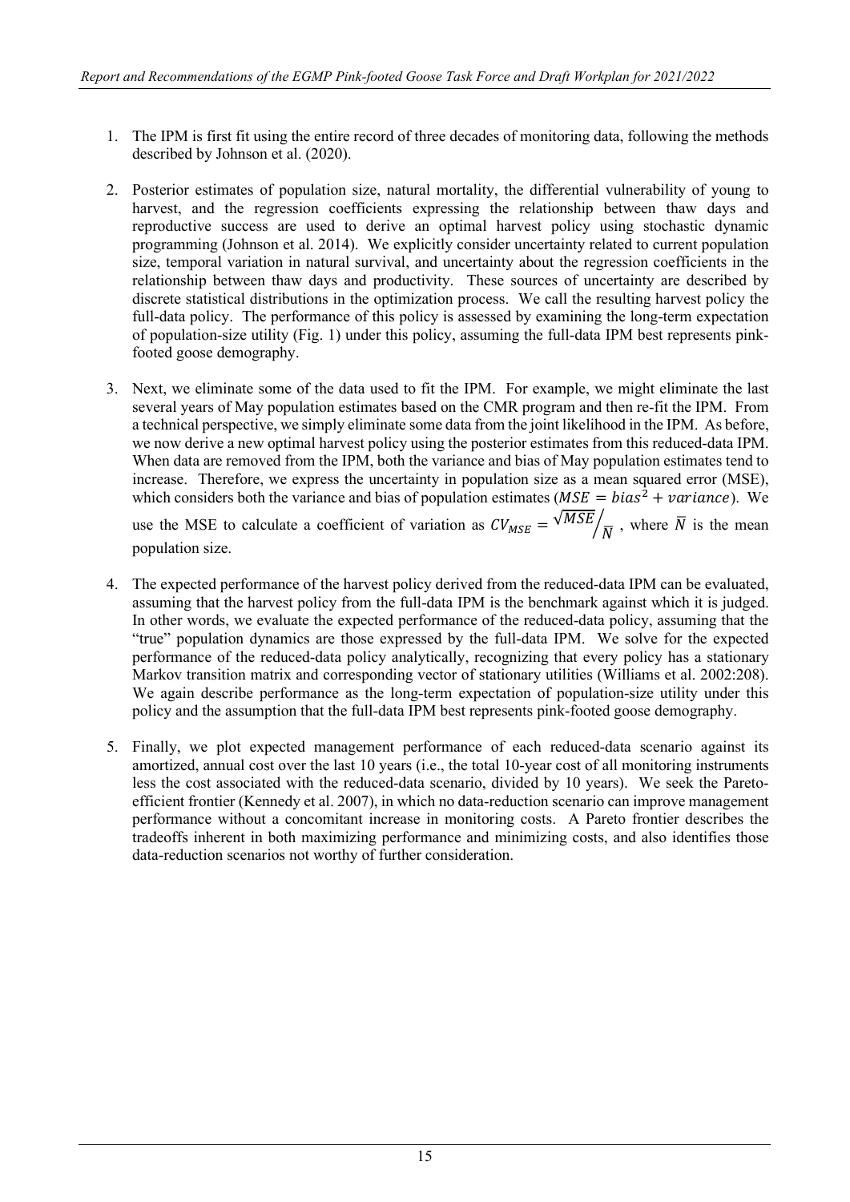1. The IPM is first fit using the entire record of three decades of monitoring data, following the methods described by Johnson et al. (2020).

2. Posterior estimates of population size, natural mortality, the differential vulnerability of young to harvest, and the regression coefficients expressing the relationship between thaw days and reproductive success are used to derive an optimal harvest policy using stochastic dynamic programming (Johnson et al. 2014). We explicitly consider uncertainty related to current population size, temporal variation in natural survival, and uncertainty about the regression coefficients in the relationship between thaw days and productivity. These sources of uncertainty are described by discrete statistical distributions in the optimization process. We call the resulting harvest policy the full-data policy. The performance of this policy is assessed by examining the long-term expectation of population-size utility (Fig. 1) under this policy, assuming the full-data IPM best represents pink-footed goose demography.

3. Next, we eliminate some of the data used to fit the IPM. For example, we might eliminate the last several years of May population estimates based on the CMR program and then re-fit the IPM. From a technical perspective, we simply eliminate some data from the joint likelihood in the IPM. As before, we now derive a new optimal harvest policy using the posterior estimates from this reduced-data IPM. When data are removed from the IPM, both the variance and bias of May population estimates tend to increase. Therefore, we express the uncertainty in population size as a mean squared error (MSE), which considers both the variance and bias of population estimates ($MSE = bias^2 + variance$). We use the MSE to calculate a coefficient of variation as $CV_{MSE} = \sqrt{MSE}/\bar{N}$, where $\bar{N}$ is the mean population size.

4. The expected performance of the harvest policy derived from the reduced-data IPM can be evaluated, assuming that the harvest policy from the full-data IPM is the benchmark against which it is judged. In other words, we evaluate the expected performance of the reduced-data policy, assuming that the "true" population dynamics are those expressed by the full-data IPM. We solve for the expected performance of the reduced-data policy analytically, recognizing that every policy has a stationary Markov transition matrix and corresponding vector of stationary utilities (Williams et al. 2002:208). We again describe performance as the long-term expectation of population-size utility under this policy and the assumption that the full-data IPM best represents pink-footed goose demography.

5. Finally, we plot expected management performance of each reduced-data scenario against its amortized, annual cost over the last 10 years (i.e., the total 10-year cost of all monitoring instruments less the cost associated with the reduced-data scenario, divided by 10 years). We seek the Pareto-efficient frontier (Kennedy et al. 2007), in which no data-reduction scenario can improve management performance without a concomitant increase in monitoring costs. A Pareto frontier describes the tradeoffs inherent in both maximizing performance and minimizing costs, and also identifies those data-reduction scenarios not worthy of further consideration.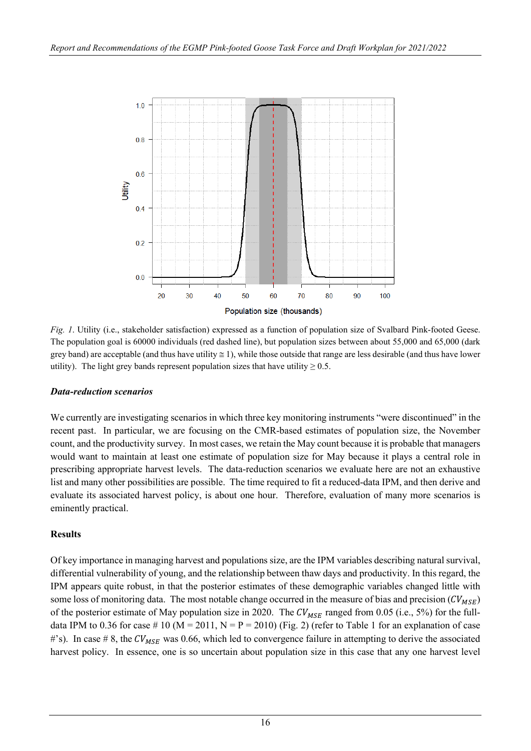*Fig. 1*. Utility (i.e., stakeholder satisfaction) expressed as a function of population size of Svalbard Pink-footed Geese. The population goal is 60000 individuals (red dashed line), but population sizes between about 55,000 and 65,000 (dark grey band) are acceptable (and thus have utility ≅ 1), while those outside that range are less desirable (and thus have lower utility). The light grey bands represent population sizes that have utility ≥ 0.5.

### *Data-reduction scenarios*

We currently are investigating scenarios in which three key monitoring instruments "were discontinued" in the recent past. In particular, we are focusing on the CMR-based estimates of population size, the November count, and the productivity survey. In most cases, we retain the May count because it is probable that managers would want to maintain at least one estimate of population size for May because it plays a central role in prescribing appropriate harvest levels. The data-reduction scenarios we evaluate here are not an exhaustive list and many other possibilities are possible. The time required to fit a reduced-data IPM, and then derive and evaluate its associated harvest policy, is about one hour. Therefore, evaluation of many more scenarios is eminently practical.

## Results

Of key importance in managing harvest and populations size, are the IPM variables describing natural survival, differential vulnerability of young, and the relationship between thaw days and productivity. In this regard, the IPM appears quite robust, in that the posterior estimates of these demographic variables changed little with some loss of monitoring data. The most notable change occurred in the measure of bias and precision ($CV_{MSE}$) of the posterior estimate of May population size in 2020. The $CV_{MSE}$ ranged from 0.05 (i.e., 5%) for the full-data IPM to 0.36 for case # 10 (M = 2011, N = P = 2010) (Fig. 2) (refer to Table 1 for an explanation of case #'s). In case # 8, the $CV_{MSE}$ was 0.66, which led to convergence failure in attempting to derive the associated harvest policy. In essence, one is so uncertain about population size in this case that any one harvest level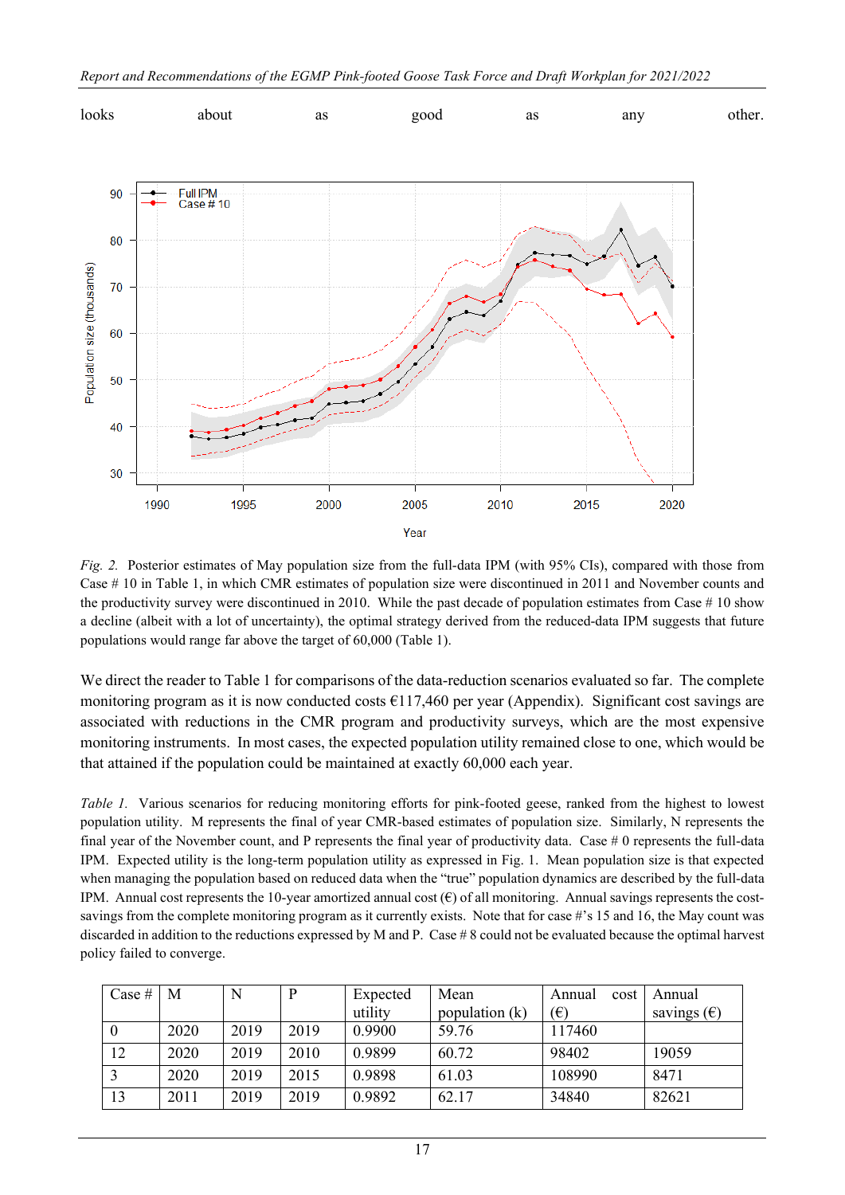looks about as good as any other.

*Fig. 2.* Posterior estimates of May population size from the full-data IPM (with 95% CIs), compared with those from Case # 10 in Table 1, in which CMR estimates of population size were discontinued in 2011 and November counts and the productivity survey were discontinued in 2010. While the past decade of population estimates from Case # 10 show a decline (albeit with a lot of uncertainty), the optimal strategy derived from the reduced-data IPM suggests that future populations would range far above the target of 60,000 (Table 1).

We direct the reader to Table 1 for comparisons of the data-reduction scenarios evaluated so far. The complete monitoring program as it is now conducted costs €117,460 per year (Appendix). Significant cost savings are associated with reductions in the CMR program and productivity surveys, which are the most expensive monitoring instruments. In most cases, the expected population utility remained close to one, which would be that attained if the population could be maintained at exactly 60,000 each year.

*Table 1.* Various scenarios for reducing monitoring efforts for pink-footed geese, ranked from the highest to lowest population utility. M represents the final of year CMR-based estimates of population size. Similarly, N represents the final year of the November count, and P represents the final year of productivity data. Case # 0 represents the full-data IPM. Expected utility is the long-term population utility as expressed in Fig. 1. Mean population size is that expected when managing the population based on reduced data when the "true" population dynamics are described by the full-data IPM. Annual cost represents the 10-year amortized annual cost (€) of all monitoring. Annual savings represents the cost-savings from the complete monitoring program as it currently exists. Note that for case #'s 15 and 16, the May count was discarded in addition to the reductions expressed by M and P. Case # 8 could not be evaluated because the optimal harvest policy failed to converge.

| Case # | M | N | P | Expected utility | Mean population (k) | Annual cost (€) | Annual savings (€) |
|---|---|---|---|---|---|---|---|
| 0 | 2020 | 2019 | 2019 | 0.9900 | 59.76 | 117460 | |
| 12 | 2020 | 2019 | 2010 | 0.9899 | 60.72 | 98402 | 19059 |
| 3 | 2020 | 2019 | 2015 | 0.9898 | 61.03 | 108990 | 8471 |
| 13 | 2011 | 2019 | 2019 | 0.9892 | 62.17 | 34840 | 82621 |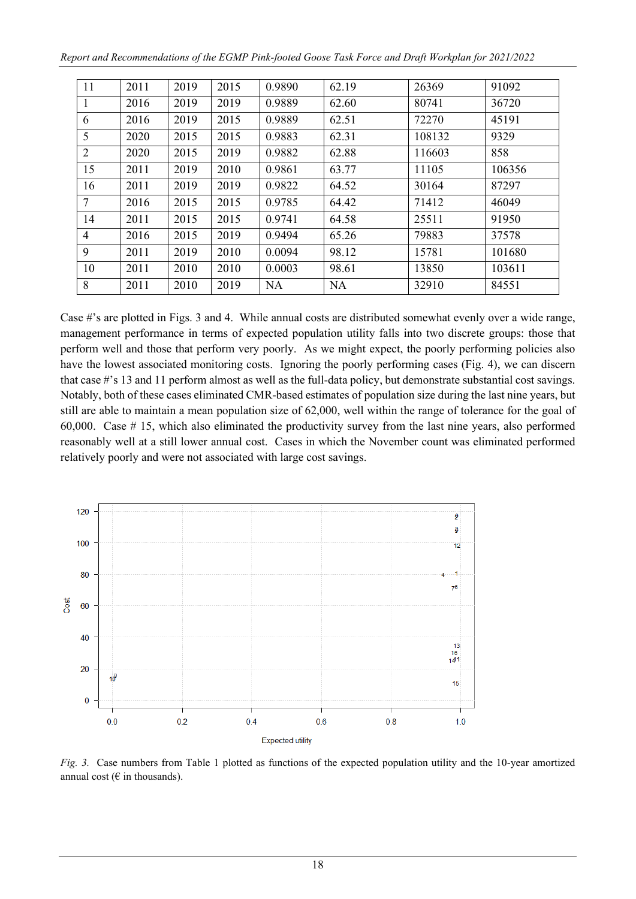| | | | | | | | |
|---|---|---|---|---|---|---|---|
| 11 | 2011 | 2019 | 2015 | 0.9890 | 62.19 | 26369 | 91092 |
| 1 | 2016 | 2019 | 2019 | 0.9889 | 62.60 | 80741 | 36720 |
| 6 | 2016 | 2019 | 2015 | 0.9889 | 62.51 | 72270 | 45191 |
| 5 | 2020 | 2015 | 2015 | 0.9883 | 62.31 | 108132 | 9329 |
| 2 | 2020 | 2015 | 2019 | 0.9882 | 62.88 | 116603 | 858 |
| 15 | 2011 | 2019 | 2010 | 0.9861 | 63.77 | 11105 | 106356 |
| 16 | 2011 | 2019 | 2019 | 0.9822 | 64.52 | 30164 | 87297 |
| 7 | 2016 | 2015 | 2015 | 0.9785 | 64.42 | 71412 | 46049 |
| 14 | 2011 | 2015 | 2015 | 0.9741 | 64.58 | 25511 | 91950 |
| 4 | 2016 | 2015 | 2019 | 0.9494 | 65.26 | 79883 | 37578 |
| 9 | 2011 | 2019 | 2010 | 0.0094 | 98.12 | 15781 | 101680 |
| 10 | 2011 | 2010 | 2010 | 0.0003 | 98.61 | 13850 | 103611 |
| 8 | 2011 | 2010 | 2019 | NA | NA | 32910 | 84551 |

Case #'s are plotted in Figs. 3 and 4. While annual costs are distributed somewhat evenly over a wide range, management performance in terms of expected population utility falls into two discrete groups: those that perform well and those that perform very poorly. As we might expect, the poorly performing policies also have the lowest associated monitoring costs. Ignoring the poorly performing cases (Fig. 4), we can discern that case #'s 13 and 11 perform almost as well as the full-data policy, but demonstrate substantial cost savings. Notably, both of these cases eliminated CMR-based estimates of population size during the last nine years, but still are able to maintain a mean population size of 62,000, well within the range of tolerance for the goal of 60,000. Case # 15, which also eliminated the productivity survey from the last nine years, also performed reasonably well at a still lower annual cost. Cases in which the November count was eliminated performed relatively poorly and were not associated with large cost savings.

*Fig. 3.* Case numbers from Table 1 plotted as functions of the expected population utility and the 10-year amortized annual cost (€ in thousands).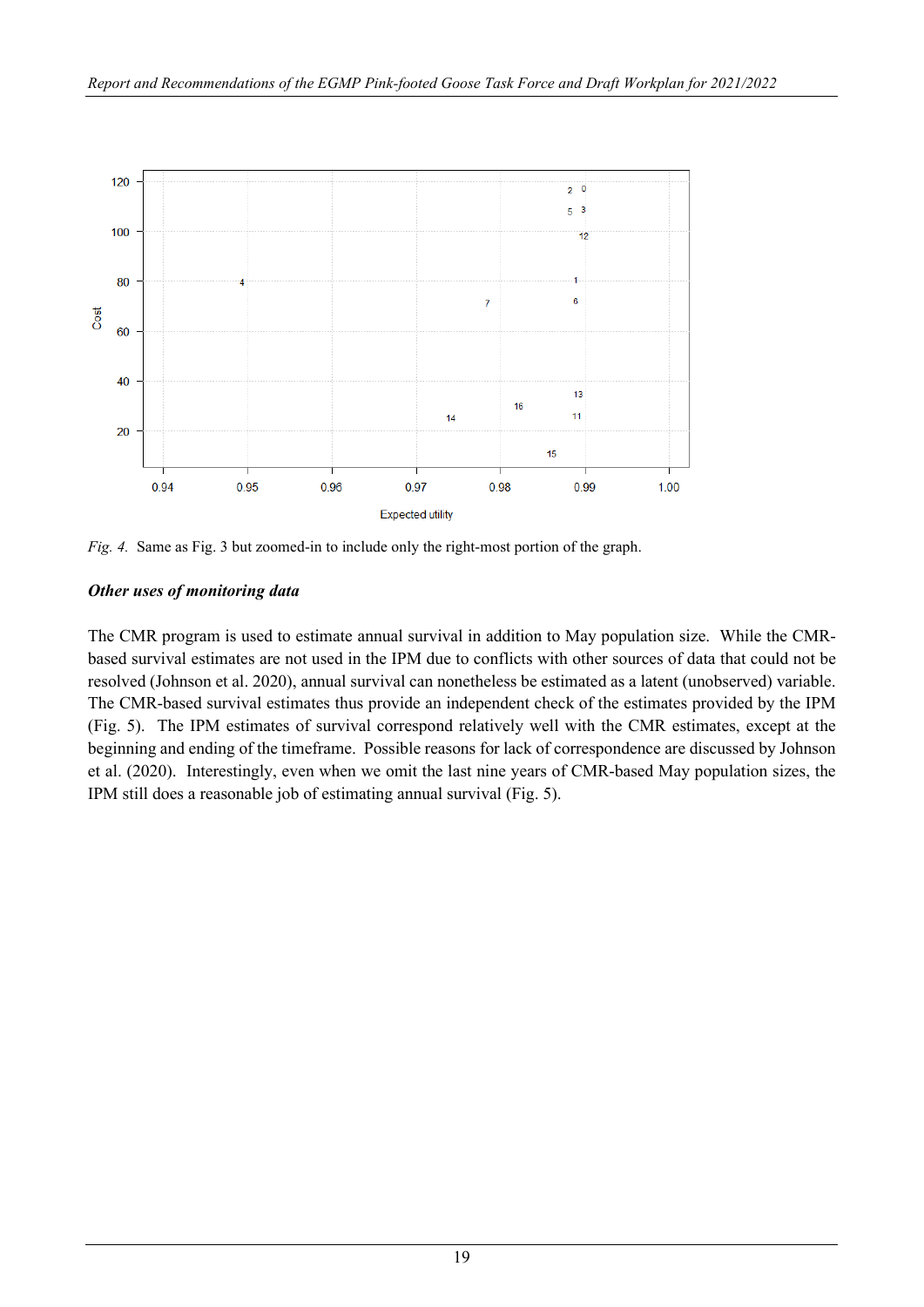*Fig. 4.* Same as Fig. 3 but zoomed-in to include only the right-most portion of the graph.

***Other uses of monitoring data***

The CMR program is used to estimate annual survival in addition to May population size. While the CMR-based survival estimates are not used in the IPM due to conflicts with other sources of data that could not be resolved (Johnson et al. 2020), annual survival can nonetheless be estimated as a latent (unobserved) variable. The CMR-based survival estimates thus provide an independent check of the estimates provided by the IPM (Fig. 5). The IPM estimates of survival correspond relatively well with the CMR estimates, except at the beginning and ending of the timeframe. Possible reasons for lack of correspondence are discussed by Johnson et al. (2020). Interestingly, even when we omit the last nine years of CMR-based May population sizes, the IPM still does a reasonable job of estimating annual survival (Fig. 5).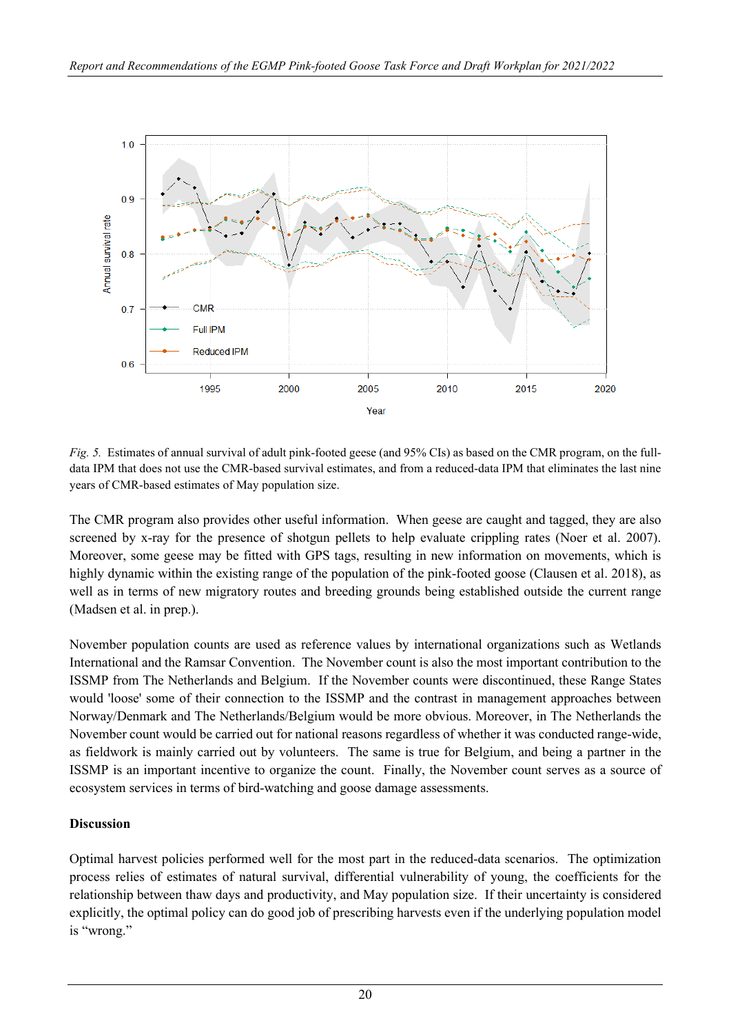*Fig. 5.* Estimates of annual survival of adult pink-footed geese (and 95% CIs) as based on the CMR program, on the full-data IPM that does not use the CMR-based survival estimates, and from a reduced-data IPM that eliminates the last nine years of CMR-based estimates of May population size.

The CMR program also provides other useful information. When geese are caught and tagged, they are also screened by x-ray for the presence of shotgun pellets to help evaluate crippling rates (Noer et al. 2007). Moreover, some geese may be fitted with GPS tags, resulting in new information on movements, which is highly dynamic within the existing range of the population of the pink-footed goose (Clausen et al. 2018), as well as in terms of new migratory routes and breeding grounds being established outside the current range (Madsen et al. in prep.).

November population counts are used as reference values by international organizations such as Wetlands International and the Ramsar Convention. The November count is also the most important contribution to the ISSMP from The Netherlands and Belgium. If the November counts were discontinued, these Range States would 'loose' some of their connection to the ISSMP and the contrast in management approaches between Norway/Denmark and The Netherlands/Belgium would be more obvious. Moreover, in The Netherlands the November count would be carried out for national reasons regardless of whether it was conducted range-wide, as fieldwork is mainly carried out by volunteers. The same is true for Belgium, and being a partner in the ISSMP is an important incentive to organize the count. Finally, the November count serves as a source of ecosystem services in terms of bird-watching and goose damage assessments.

**Discussion**

Optimal harvest policies performed well for the most part in the reduced-data scenarios. The optimization process relies of estimates of natural survival, differential vulnerability of young, the coefficients for the relationship between thaw days and productivity, and May population size. If their uncertainty is considered explicitly, the optimal policy can do good job of prescribing harvests even if the underlying population model is "wrong."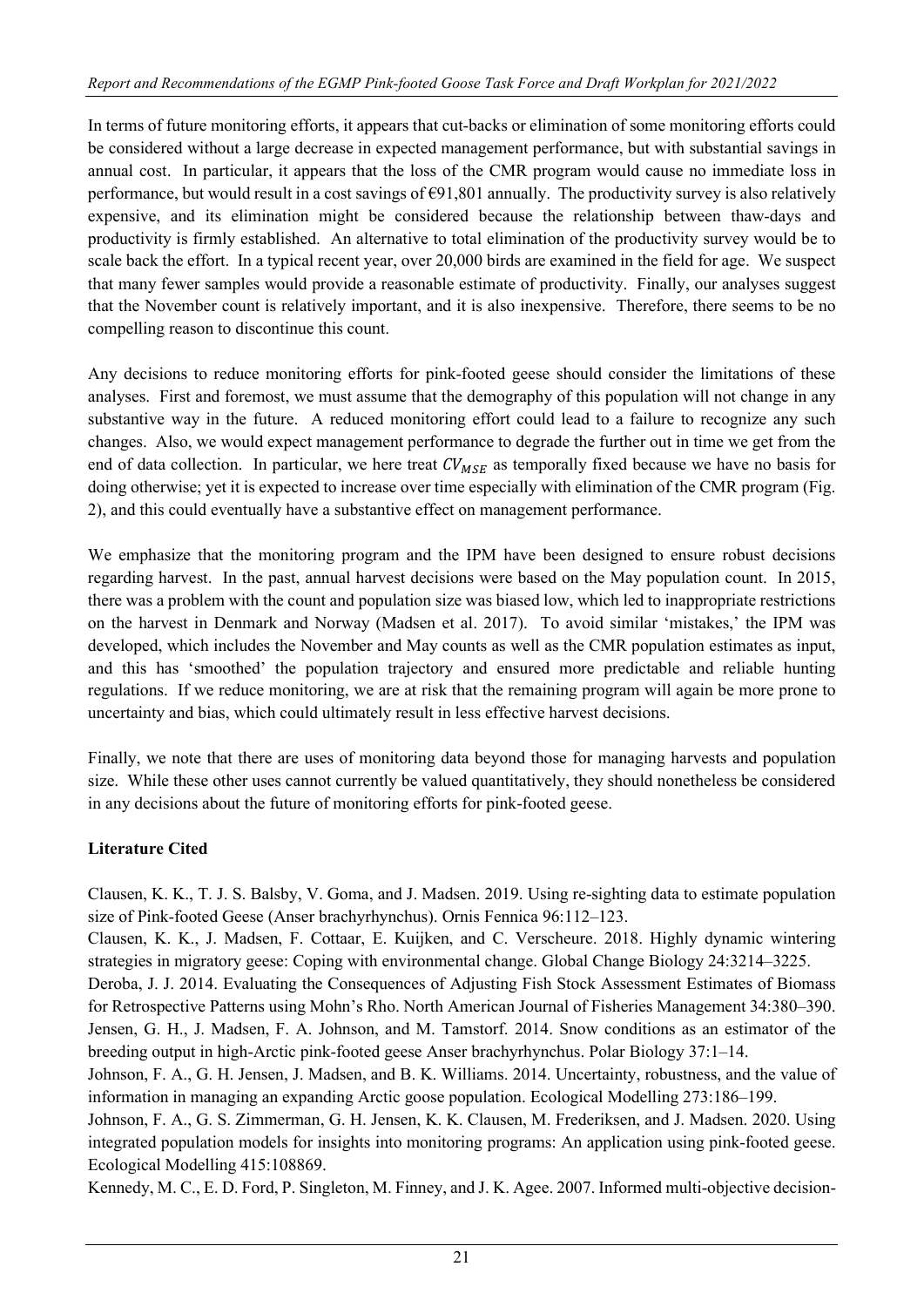In terms of future monitoring efforts, it appears that cut-backs or elimination of some monitoring efforts could be considered without a large decrease in expected management performance, but with substantial savings in annual cost. In particular, it appears that the loss of the CMR program would cause no immediate loss in performance, but would result in a cost savings of €91,801 annually. The productivity survey is also relatively expensive, and its elimination might be considered because the relationship between thaw-days and productivity is firmly established. An alternative to total elimination of the productivity survey would be to scale back the effort. In a typical recent year, over 20,000 birds are examined in the field for age. We suspect that many fewer samples would provide a reasonable estimate of productivity. Finally, our analyses suggest that the November count is relatively important, and it is also inexpensive. Therefore, there seems to be no compelling reason to discontinue this count.

Any decisions to reduce monitoring efforts for pink-footed geese should consider the limitations of these analyses. First and foremost, we must assume that the demography of this population will not change in any substantive way in the future. A reduced monitoring effort could lead to a failure to recognize any such changes. Also, we would expect management performance to degrade the further out in time we get from the end of data collection. In particular, we here treat $CV_{MSE}$ as temporally fixed because we have no basis for doing otherwise; yet it is expected to increase over time especially with elimination of the CMR program (Fig. 2), and this could eventually have a substantive effect on management performance.

We emphasize that the monitoring program and the IPM have been designed to ensure robust decisions regarding harvest. In the past, annual harvest decisions were based on the May population count. In 2015, there was a problem with the count and population size was biased low, which led to inappropriate restrictions on the harvest in Denmark and Norway (Madsen et al. 2017). To avoid similar 'mistakes,' the IPM was developed, which includes the November and May counts as well as the CMR population estimates as input, and this has 'smoothed' the population trajectory and ensured more predictable and reliable hunting regulations. If we reduce monitoring, we are at risk that the remaining program will again be more prone to uncertainty and bias, which could ultimately result in less effective harvest decisions.

Finally, we note that there are uses of monitoring data beyond those for managing harvests and population size. While these other uses cannot currently be valued quantitatively, they should nonetheless be considered in any decisions about the future of monitoring efforts for pink-footed geese.

**Literature Cited**

Clausen, K. K., T. J. S. Balsby, V. Goma, and J. Madsen. 2019. Using re-sighting data to estimate population size of Pink-footed Geese (Anser brachyrhynchus). Ornis Fennica 96:112–123.

Clausen, K. K., J. Madsen, F. Cottaar, E. Kuijken, and C. Verscheure. 2018. Highly dynamic wintering strategies in migratory geese: Coping with environmental change. Global Change Biology 24:3214–3225.

Deroba, J. J. 2014. Evaluating the Consequences of Adjusting Fish Stock Assessment Estimates of Biomass for Retrospective Patterns using Mohn's Rho. North American Journal of Fisheries Management 34:380–390.

Jensen, G. H., J. Madsen, F. A. Johnson, and M. Tamstorf. 2014. Snow conditions as an estimator of the breeding output in high-Arctic pink-footed geese Anser brachyrhynchus. Polar Biology 37:1–14.

Johnson, F. A., G. H. Jensen, J. Madsen, and B. K. Williams. 2014. Uncertainty, robustness, and the value of information in managing an expanding Arctic goose population. Ecological Modelling 273:186–199.

Johnson, F. A., G. S. Zimmerman, G. H. Jensen, K. K. Clausen, M. Frederiksen, and J. Madsen. 2020. Using integrated population models for insights into monitoring programs: An application using pink-footed geese. Ecological Modelling 415:108869.

Kennedy, M. C., E. D. Ford, P. Singleton, M. Finney, and J. K. Agee. 2007. Informed multi-objective decision-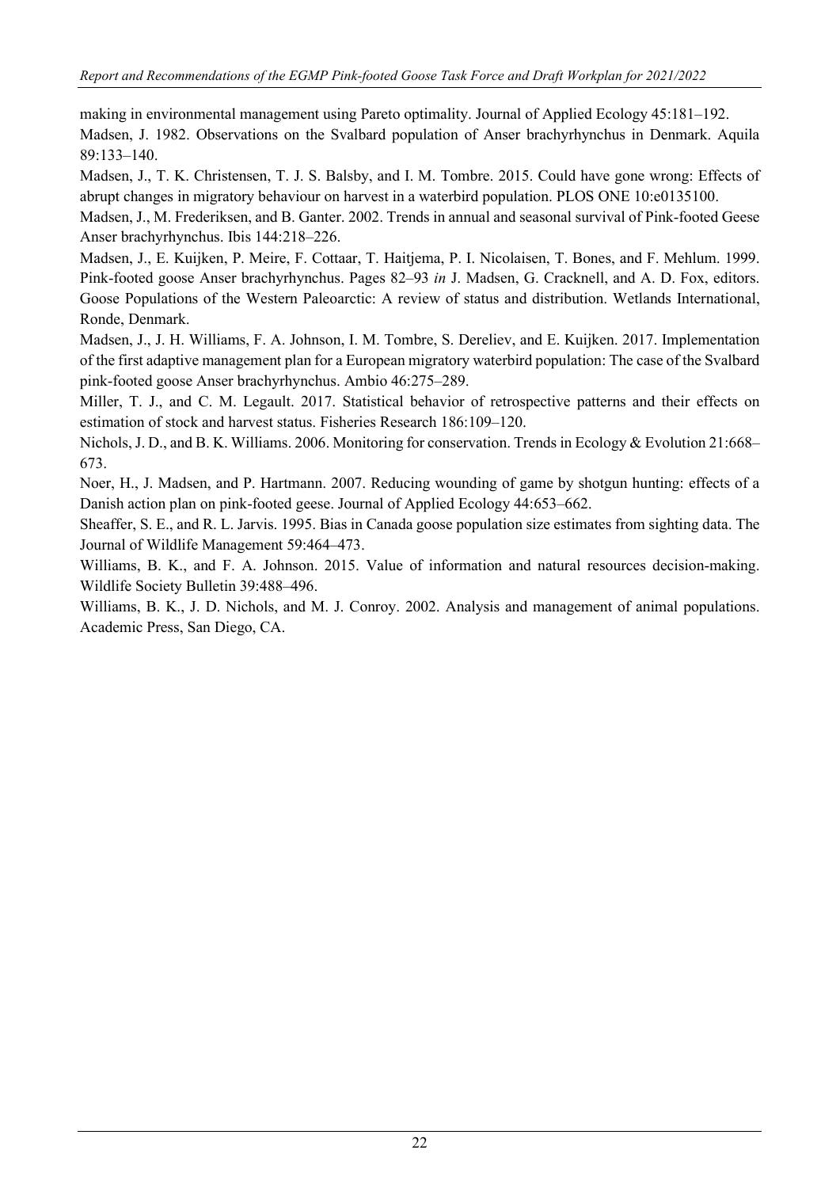making in environmental management using Pareto optimality. Journal of Applied Ecology 45:181–192.

Madsen, J. 1982. Observations on the Svalbard population of Anser brachyrhynchus in Denmark. Aquila 89:133–140.

Madsen, J., T. K. Christensen, T. J. S. Balsby, and I. M. Tombre. 2015. Could have gone wrong: Effects of abrupt changes in migratory behaviour on harvest in a waterbird population. PLOS ONE 10:e0135100.

Madsen, J., M. Frederiksen, and B. Ganter. 2002. Trends in annual and seasonal survival of Pink-footed Geese Anser brachyrhynchus. Ibis 144:218–226.

Madsen, J., E. Kuijken, P. Meire, F. Cottaar, T. Haitjema, P. I. Nicolaisen, T. Bones, and F. Mehlum. 1999. Pink-footed goose Anser brachyrhynchus. Pages 82–93 *in* J. Madsen, G. Cracknell, and A. D. Fox, editors. Goose Populations of the Western Paleoarctic: A review of status and distribution. Wetlands International, Ronde, Denmark.

Madsen, J., J. H. Williams, F. A. Johnson, I. M. Tombre, S. Dereliev, and E. Kuijken. 2017. Implementation of the first adaptive management plan for a European migratory waterbird population: The case of the Svalbard pink-footed goose Anser brachyrhynchus. Ambio 46:275–289.

Miller, T. J., and C. M. Legault. 2017. Statistical behavior of retrospective patterns and their effects on estimation of stock and harvest status. Fisheries Research 186:109–120.

Nichols, J. D., and B. K. Williams. 2006. Monitoring for conservation. Trends in Ecology & Evolution 21:668–673.

Noer, H., J. Madsen, and P. Hartmann. 2007. Reducing wounding of game by shotgun hunting: effects of a Danish action plan on pink-footed geese. Journal of Applied Ecology 44:653–662.

Sheaffer, S. E., and R. L. Jarvis. 1995. Bias in Canada goose population size estimates from sighting data. The Journal of Wildlife Management 59:464–473.

Williams, B. K., and F. A. Johnson. 2015. Value of information and natural resources decision-making. Wildlife Society Bulletin 39:488–496.

Williams, B. K., J. D. Nichols, and M. J. Conroy. 2002. Analysis and management of animal populations. Academic Press, San Diego, CA.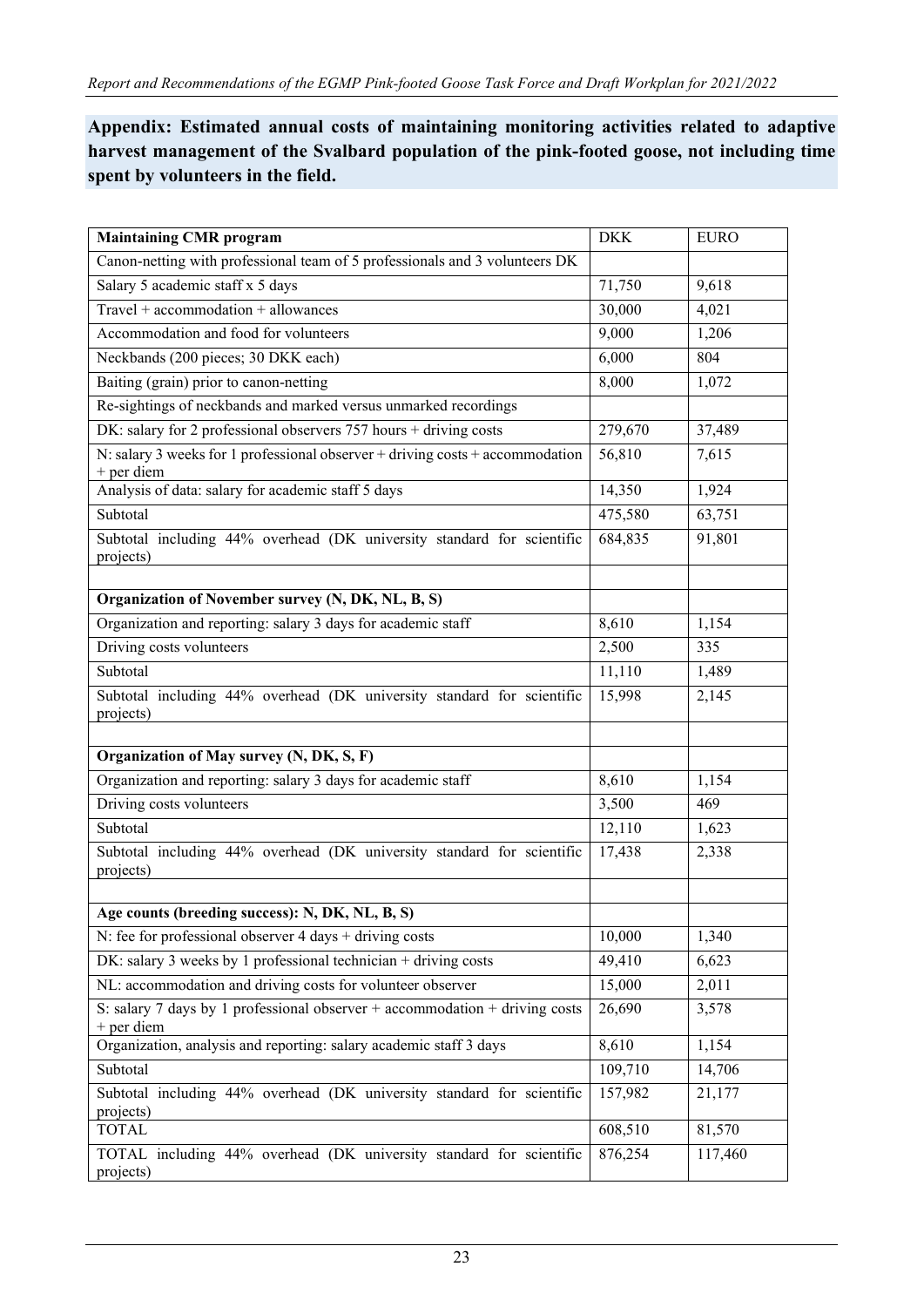**Appendix: Estimated annual costs of maintaining monitoring activities related to adaptive harvest management of the Svalbard population of the pink-footed goose, not including time spent by volunteers in the field.**

| **Maintaining CMR program** | DKK | EURO |
|---|---|---|
| Canon-netting with professional team of 5 professionals and 3 volunteers DK | | |
| Salary 5 academic staff x 5 days | 71,750 | 9,618 |
| Travel + accommodation + allowances | 30,000 | 4,021 |
| Accommodation and food for volunteers | 9,000 | 1,206 |
| Neckbands (200 pieces; 30 DKK each) | 6,000 | 804 |
| Baiting (grain) prior to canon-netting | 8,000 | 1,072 |
| Re-sightings of neckbands and marked versus unmarked recordings | | |
| DK: salary for 2 professional observers 757 hours + driving costs | 279,670 | 37,489 |
| N: salary 3 weeks for 1 professional observer + driving costs + accommodation + per diem | 56,810 | 7,615 |
| Analysis of data: salary for academic staff 5 days | 14,350 | 1,924 |
| Subtotal | 475,580 | 63,751 |
| Subtotal including 44% overhead (DK university standard for scientific projects) | 684,835 | 91,801 |
| | | |
| **Organization of November survey (N, DK, NL, B, S)** | | |
| Organization and reporting: salary 3 days for academic staff | 8,610 | 1,154 |
| Driving costs volunteers | 2,500 | 335 |
| Subtotal | 11,110 | 1,489 |
| Subtotal including 44% overhead (DK university standard for scientific projects) | 15,998 | 2,145 |
| | | |
| **Organization of May survey (N, DK, S, F)** | | |
| Organization and reporting: salary 3 days for academic staff | 8,610 | 1,154 |
| Driving costs volunteers | 3,500 | 469 |
| Subtotal | 12,110 | 1,623 |
| Subtotal including 44% overhead (DK university standard for scientific projects) | 17,438 | 2,338 |
| | | |
| **Age counts (breeding success): N, DK, NL, B, S)** | | |
| N: fee for professional observer 4 days + driving costs | 10,000 | 1,340 |
| DK: salary 3 weeks by 1 professional technician + driving costs | 49,410 | 6,623 |
| NL: accommodation and driving costs for volunteer observer | 15,000 | 2,011 |
| S: salary 7 days by 1 professional observer + accommodation + driving costs + per diem | 26,690 | 3,578 |
| Organization, analysis and reporting: salary academic staff 3 days | 8,610 | 1,154 |
| Subtotal | 109,710 | 14,706 |
| Subtotal including 44% overhead (DK university standard for scientific projects) | 157,982 | 21,177 |
| TOTAL | 608,510 | 81,570 |
| TOTAL including 44% overhead (DK university standard for scientific projects) | 876,254 | 117,460 |